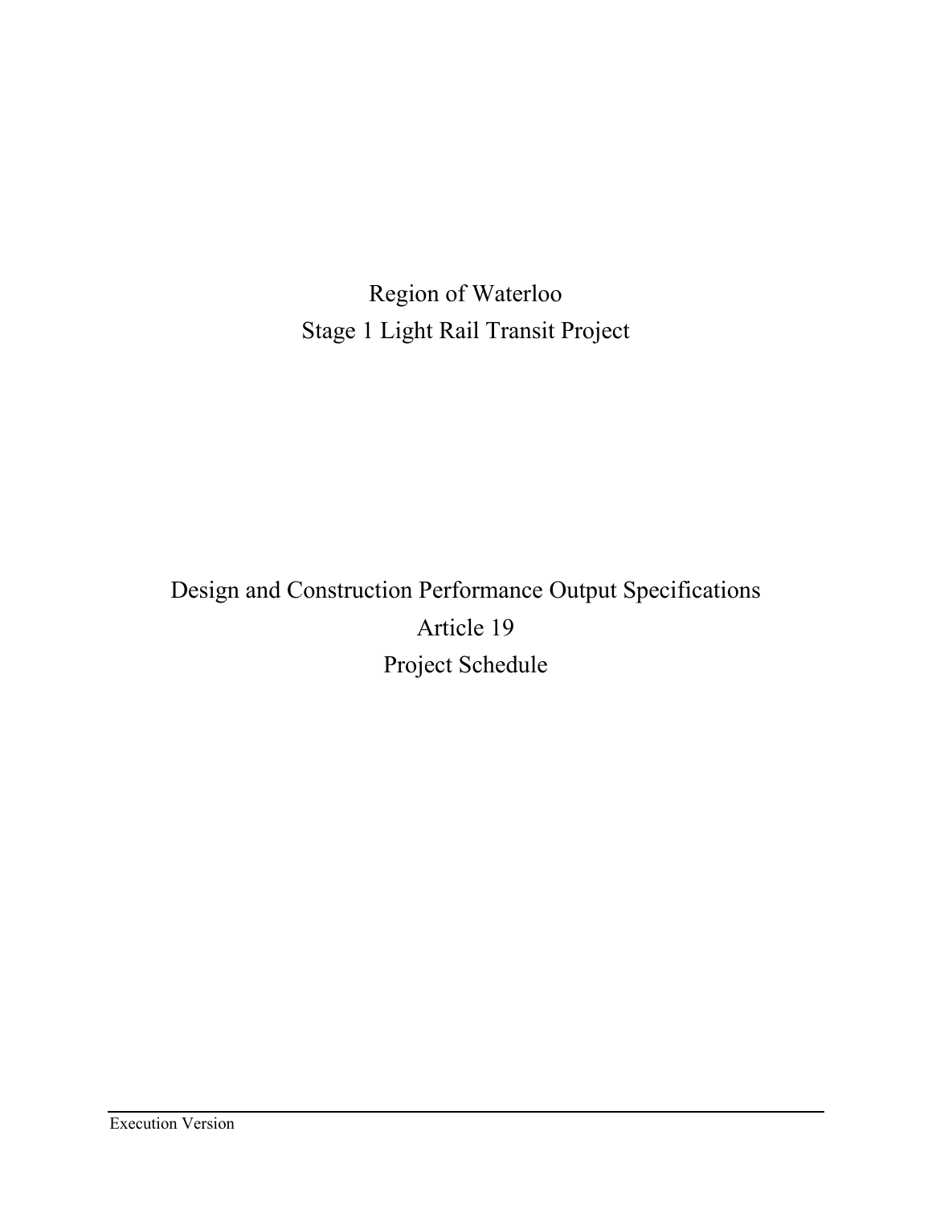# Region of Waterloo
# Stage 1 Light Rail Transit Project

## Design and Construction Performance Output Specifications
## Article 19
## Project Schedule

Execution Version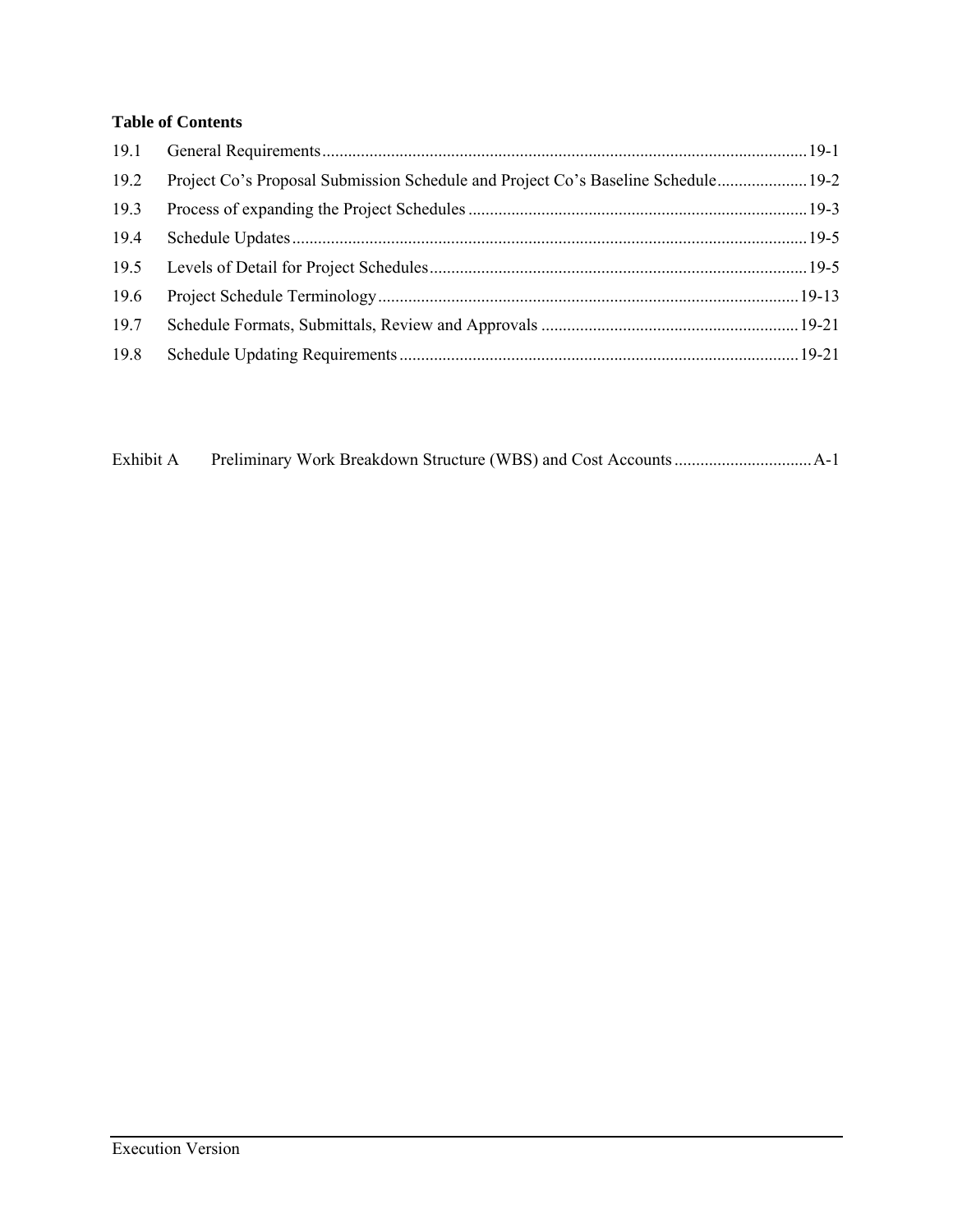**Table of Contents**

| | | |
|---|---|---|
| 19.1 | General Requirements | 19-1 |
| 19.2 | Project Co's Proposal Submission Schedule and Project Co's Baseline Schedule | 19-2 |
| 19.3 | Process of expanding the Project Schedules | 19-3 |
| 19.4 | Schedule Updates | 19-5 |
| 19.5 | Levels of Detail for Project Schedules | 19-5 |
| 19.6 | Project Schedule Terminology | 19-13 |
| 19.7 | Schedule Formats, Submittals, Review and Approvals | 19-21 |
| 19.8 | Schedule Updating Requirements | 19-21 |

| | | |
|---|---|---|
| Exhibit A | Preliminary Work Breakdown Structure (WBS) and Cost Accounts | A-1 |

Execution Version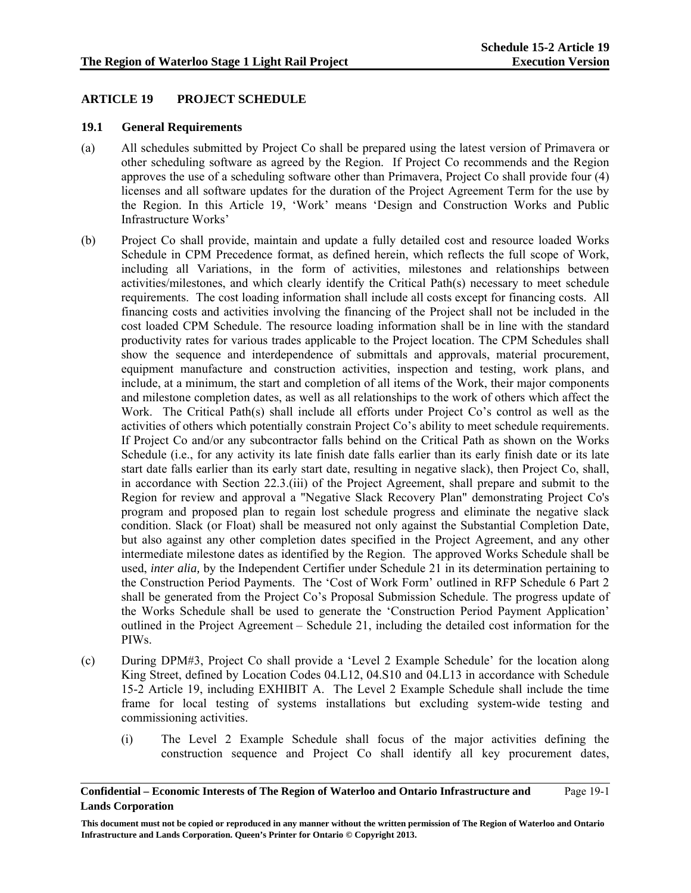## ARTICLE 19 PROJECT SCHEDULE

### 19.1 General Requirements

(a) All schedules submitted by Project Co shall be prepared using the latest version of Primavera or other scheduling software as agreed by the Region. If Project Co recommends and the Region approves the use of a scheduling software other than Primavera, Project Co shall provide four (4) licenses and all software updates for the duration of the Project Agreement Term for the use by the Region. In this Article 19, 'Work' means 'Design and Construction Works and Public Infrastructure Works'

(b) Project Co shall provide, maintain and update a fully detailed cost and resource loaded Works Schedule in CPM Precedence format, as defined herein, which reflects the full scope of Work, including all Variations, in the form of activities, milestones and relationships between activities/milestones, and which clearly identify the Critical Path(s) necessary to meet schedule requirements. The cost loading information shall include all costs except for financing costs. All financing costs and activities involving the financing of the Project shall not be included in the cost loaded CPM Schedule. The resource loading information shall be in line with the standard productivity rates for various trades applicable to the Project location. The CPM Schedules shall show the sequence and interdependence of submittals and approvals, material procurement, equipment manufacture and construction activities, inspection and testing, work plans, and include, at a minimum, the start and completion of all items of the Work, their major components and milestone completion dates, as well as all relationships to the work of others which affect the Work. The Critical Path(s) shall include all efforts under Project Co's control as well as the activities of others which potentially constrain Project Co's ability to meet schedule requirements. If Project Co and/or any subcontractor falls behind on the Critical Path as shown on the Works Schedule (i.e., for any activity its late finish date falls earlier than its early finish date or its late start date falls earlier than its early start date, resulting in negative slack), then Project Co, shall, in accordance with Section 22.3.(iii) of the Project Agreement, shall prepare and submit to the Region for review and approval a "Negative Slack Recovery Plan" demonstrating Project Co's program and proposed plan to regain lost schedule progress and eliminate the negative slack condition. Slack (or Float) shall be measured not only against the Substantial Completion Date, but also against any other completion dates specified in the Project Agreement, and any other intermediate milestone dates as identified by the Region. The approved Works Schedule shall be used, *inter alia,* by the Independent Certifier under Schedule 21 in its determination pertaining to the Construction Period Payments. The 'Cost of Work Form' outlined in RFP Schedule 6 Part 2 shall be generated from the Project Co's Proposal Submission Schedule. The progress update of the Works Schedule shall be used to generate the 'Construction Period Payment Application' outlined in the Project Agreement – Schedule 21, including the detailed cost information for the PIWs.

(c) During DPM#3, Project Co shall provide a 'Level 2 Example Schedule' for the location along King Street, defined by Location Codes 04.L12, 04.S10 and 04.L13 in accordance with Schedule 15-2 Article 19, including EXHIBIT A. The Level 2 Example Schedule shall include the time frame for local testing of systems installations but excluding system-wide testing and commissioning activities.

   (i) The Level 2 Example Schedule shall focus of the major activities defining the construction sequence and Project Co shall identify all key procurement dates,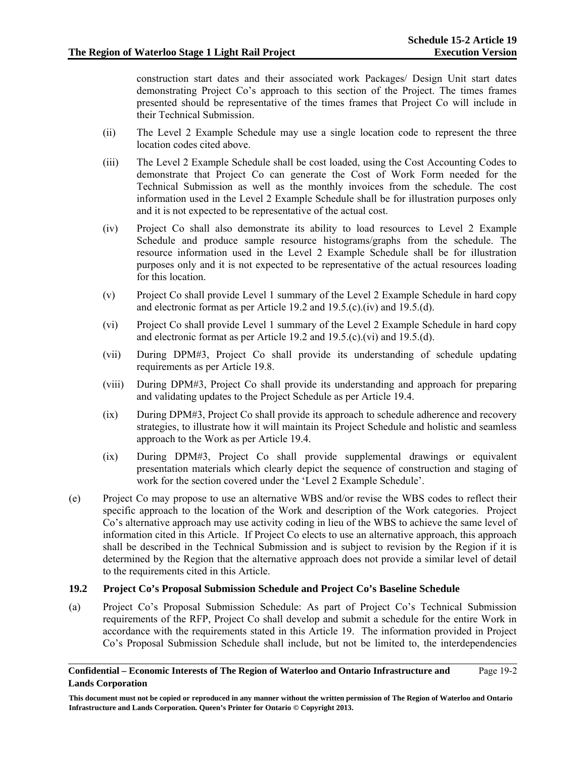construction start dates and their associated work Packages/ Design Unit start dates demonstrating Project Co's approach to this section of the Project. The times frames presented should be representative of the times frames that Project Co will include in their Technical Submission.

(ii) The Level 2 Example Schedule may use a single location code to represent the three location codes cited above.

(iii) The Level 2 Example Schedule shall be cost loaded, using the Cost Accounting Codes to demonstrate that Project Co can generate the Cost of Work Form needed for the Technical Submission as well as the monthly invoices from the schedule. The cost information used in the Level 2 Example Schedule shall be for illustration purposes only and it is not expected to be representative of the actual cost.

(iv) Project Co shall also demonstrate its ability to load resources to Level 2 Example Schedule and produce sample resource histograms/graphs from the schedule. The resource information used in the Level 2 Example Schedule shall be for illustration purposes only and it is not expected to be representative of the actual resources loading for this location.

(v) Project Co shall provide Level 1 summary of the Level 2 Example Schedule in hard copy and electronic format as per Article 19.2 and 19.5.(c).(iv) and 19.5.(d).

(vi) Project Co shall provide Level 1 summary of the Level 2 Example Schedule in hard copy and electronic format as per Article 19.2 and 19.5.(c).(vi) and 19.5.(d).

(vii) During DPM#3, Project Co shall provide its understanding of schedule updating requirements as per Article 19.8.

(viii) During DPM#3, Project Co shall provide its understanding and approach for preparing and validating updates to the Project Schedule as per Article 19.4.

(ix) During DPM#3, Project Co shall provide its approach to schedule adherence and recovery strategies, to illustrate how it will maintain its Project Schedule and holistic and seamless approach to the Work as per Article 19.4.

(ix) During DPM#3, Project Co shall provide supplemental drawings or equivalent presentation materials which clearly depict the sequence of construction and staging of work for the section covered under the 'Level 2 Example Schedule'.

(e) Project Co may propose to use an alternative WBS and/or revise the WBS codes to reflect their specific approach to the location of the Work and description of the Work categories. Project Co's alternative approach may use activity coding in lieu of the WBS to achieve the same level of information cited in this Article. If Project Co elects to use an alternative approach, this approach shall be described in the Technical Submission and is subject to revision by the Region if it is determined by the Region that the alternative approach does not provide a similar level of detail to the requirements cited in this Article.

### 19.2 Project Co's Proposal Submission Schedule and Project Co's Baseline Schedule

(a) Project Co's Proposal Submission Schedule: As part of Project Co's Technical Submission requirements of the RFP, Project Co shall develop and submit a schedule for the entire Work in accordance with the requirements stated in this Article 19. The information provided in Project Co's Proposal Submission Schedule shall include, but not be limited to, the interdependencies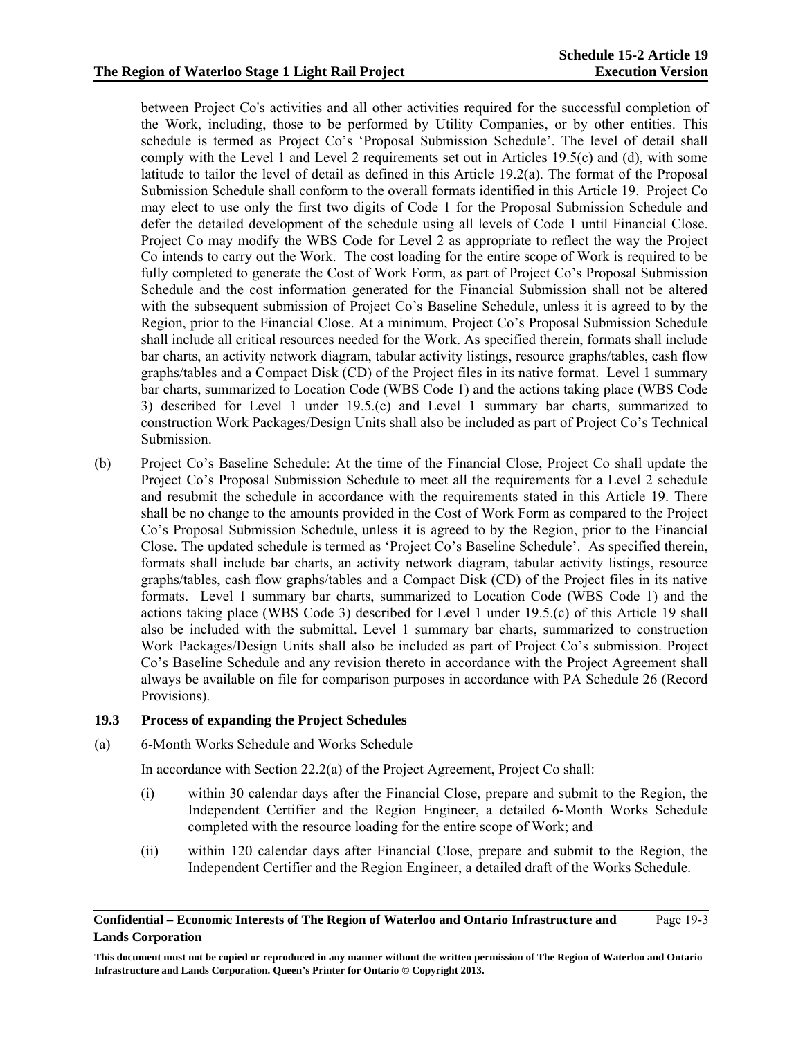between Project Co's activities and all other activities required for the successful completion of the Work, including, those to be performed by Utility Companies, or by other entities. This schedule is termed as Project Co's 'Proposal Submission Schedule'. The level of detail shall comply with the Level 1 and Level 2 requirements set out in Articles 19.5(c) and (d), with some latitude to tailor the level of detail as defined in this Article 19.2(a). The format of the Proposal Submission Schedule shall conform to the overall formats identified in this Article 19. Project Co may elect to use only the first two digits of Code 1 for the Proposal Submission Schedule and defer the detailed development of the schedule using all levels of Code 1 until Financial Close. Project Co may modify the WBS Code for Level 2 as appropriate to reflect the way the Project Co intends to carry out the Work. The cost loading for the entire scope of Work is required to be fully completed to generate the Cost of Work Form, as part of Project Co's Proposal Submission Schedule and the cost information generated for the Financial Submission shall not be altered with the subsequent submission of Project Co's Baseline Schedule, unless it is agreed to by the Region, prior to the Financial Close. At a minimum, Project Co's Proposal Submission Schedule shall include all critical resources needed for the Work. As specified therein, formats shall include bar charts, an activity network diagram, tabular activity listings, resource graphs/tables, cash flow graphs/tables and a Compact Disk (CD) of the Project files in its native format. Level 1 summary bar charts, summarized to Location Code (WBS Code 1) and the actions taking place (WBS Code 3) described for Level 1 under 19.5.(c) and Level 1 summary bar charts, summarized to construction Work Packages/Design Units shall also be included as part of Project Co's Technical Submission.

(b) Project Co's Baseline Schedule: At the time of the Financial Close, Project Co shall update the Project Co's Proposal Submission Schedule to meet all the requirements for a Level 2 schedule and resubmit the schedule in accordance with the requirements stated in this Article 19. There shall be no change to the amounts provided in the Cost of Work Form as compared to the Project Co's Proposal Submission Schedule, unless it is agreed to by the Region, prior to the Financial Close. The updated schedule is termed as 'Project Co's Baseline Schedule'. As specified therein, formats shall include bar charts, an activity network diagram, tabular activity listings, resource graphs/tables, cash flow graphs/tables and a Compact Disk (CD) of the Project files in its native formats. Level 1 summary bar charts, summarized to Location Code (WBS Code 1) and the actions taking place (WBS Code 3) described for Level 1 under 19.5.(c) of this Article 19 shall also be included with the submittal. Level 1 summary bar charts, summarized to construction Work Packages/Design Units shall also be included as part of Project Co's submission. Project Co's Baseline Schedule and any revision thereto in accordance with the Project Agreement shall always be available on file for comparison purposes in accordance with PA Schedule 26 (Record Provisions).

### 19.3 Process of expanding the Project Schedules

(a) 6-Month Works Schedule and Works Schedule

In accordance with Section 22.2(a) of the Project Agreement, Project Co shall:

(i) within 30 calendar days after the Financial Close, prepare and submit to the Region, the Independent Certifier and the Region Engineer, a detailed 6-Month Works Schedule completed with the resource loading for the entire scope of Work; and

(ii) within 120 calendar days after Financial Close, prepare and submit to the Region, the Independent Certifier and the Region Engineer, a detailed draft of the Works Schedule.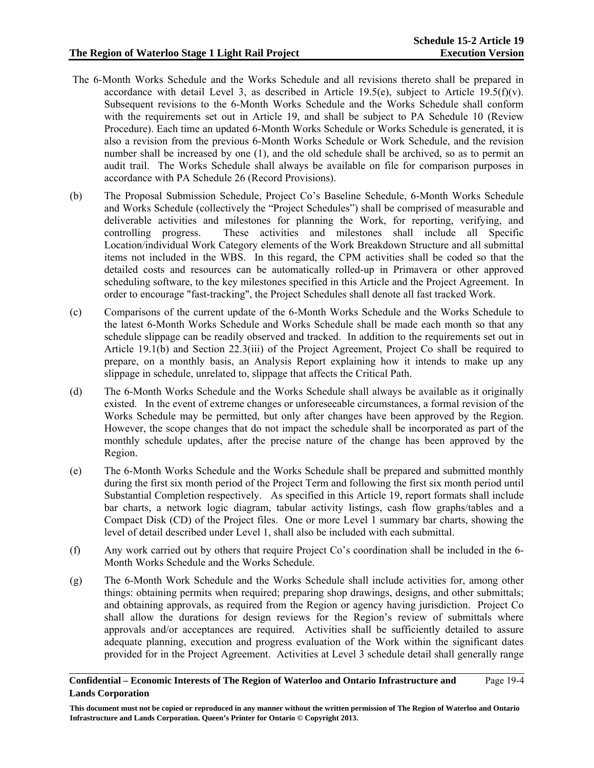The 6-Month Works Schedule and the Works Schedule and all revisions thereto shall be prepared in accordance with detail Level 3, as described in Article 19.5(e), subject to Article 19.5(f)(v). Subsequent revisions to the 6-Month Works Schedule and the Works Schedule shall conform with the requirements set out in Article 19, and shall be subject to PA Schedule 10 (Review Procedure). Each time an updated 6-Month Works Schedule or Works Schedule is generated, it is also a revision from the previous 6-Month Works Schedule or Work Schedule, and the revision number shall be increased by one (1), and the old schedule shall be archived, so as to permit an audit trail. The Works Schedule shall always be available on file for comparison purposes in accordance with PA Schedule 26 (Record Provisions).

(b) The Proposal Submission Schedule, Project Co's Baseline Schedule, 6-Month Works Schedule and Works Schedule (collectively the "Project Schedules") shall be comprised of measurable and deliverable activities and milestones for planning the Work, for reporting, verifying, and controlling progress. These activities and milestones shall include all Specific Location/individual Work Category elements of the Work Breakdown Structure and all submittal items not included in the WBS. In this regard, the CPM activities shall be coded so that the detailed costs and resources can be automatically rolled-up in Primavera or other approved scheduling software, to the key milestones specified in this Article and the Project Agreement. In order to encourage "fast-tracking", the Project Schedules shall denote all fast tracked Work.

(c) Comparisons of the current update of the 6-Month Works Schedule and the Works Schedule to the latest 6-Month Works Schedule and Works Schedule shall be made each month so that any schedule slippage can be readily observed and tracked. In addition to the requirements set out in Article 19.1(b) and Section 22.3(iii) of the Project Agreement, Project Co shall be required to prepare, on a monthly basis, an Analysis Report explaining how it intends to make up any slippage in schedule, unrelated to, slippage that affects the Critical Path.

(d) The 6-Month Works Schedule and the Works Schedule shall always be available as it originally existed. In the event of extreme changes or unforeseeable circumstances, a formal revision of the Works Schedule may be permitted, but only after changes have been approved by the Region. However, the scope changes that do not impact the schedule shall be incorporated as part of the monthly schedule updates, after the precise nature of the change has been approved by the Region.

(e) The 6-Month Works Schedule and the Works Schedule shall be prepared and submitted monthly during the first six month period of the Project Term and following the first six month period until Substantial Completion respectively. As specified in this Article 19, report formats shall include bar charts, a network logic diagram, tabular activity listings, cash flow graphs/tables and a Compact Disk (CD) of the Project files. One or more Level 1 summary bar charts, showing the level of detail described under Level 1, shall also be included with each submittal.

(f) Any work carried out by others that require Project Co's coordination shall be included in the 6-Month Works Schedule and the Works Schedule.

(g) The 6-Month Work Schedule and the Works Schedule shall include activities for, among other things: obtaining permits when required; preparing shop drawings, designs, and other submittals; and obtaining approvals, as required from the Region or agency having jurisdiction. Project Co shall allow the durations for design reviews for the Region's review of submittals where approvals and/or acceptances are required. Activities shall be sufficiently detailed to assure adequate planning, execution and progress evaluation of the Work within the significant dates provided for in the Project Agreement. Activities at Level 3 schedule detail shall generally range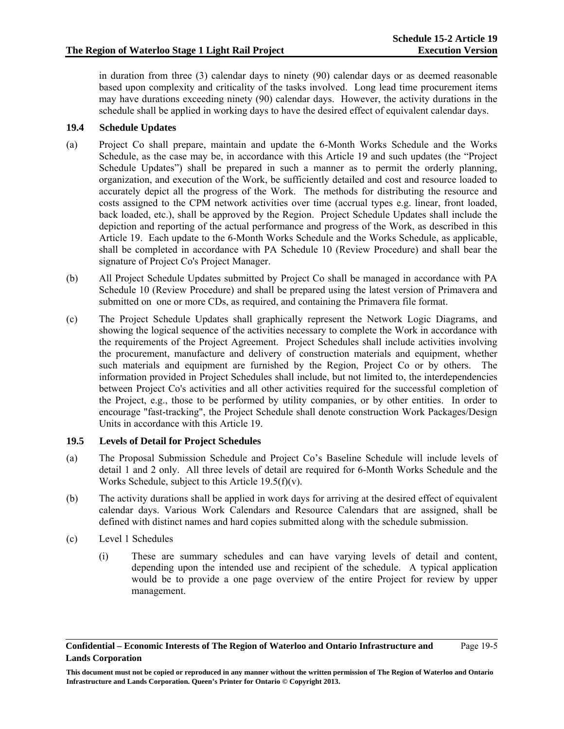in duration from three (3) calendar days to ninety (90) calendar days or as deemed reasonable based upon complexity and criticality of the tasks involved. Long lead time procurement items may have durations exceeding ninety (90) calendar days. However, the activity durations in the schedule shall be applied in working days to have the desired effect of equivalent calendar days.

### 19.4 Schedule Updates

(a) Project Co shall prepare, maintain and update the 6-Month Works Schedule and the Works Schedule, as the case may be, in accordance with this Article 19 and such updates (the "Project Schedule Updates") shall be prepared in such a manner as to permit the orderly planning, organization, and execution of the Work, be sufficiently detailed and cost and resource loaded to accurately depict all the progress of the Work. The methods for distributing the resource and costs assigned to the CPM network activities over time (accrual types e.g. linear, front loaded, back loaded, etc.), shall be approved by the Region. Project Schedule Updates shall include the depiction and reporting of the actual performance and progress of the Work, as described in this Article 19. Each update to the 6-Month Works Schedule and the Works Schedule, as applicable, shall be completed in accordance with PA Schedule 10 (Review Procedure) and shall bear the signature of Project Co's Project Manager.

(b) All Project Schedule Updates submitted by Project Co shall be managed in accordance with PA Schedule 10 (Review Procedure) and shall be prepared using the latest version of Primavera and submitted on one or more CDs, as required, and containing the Primavera file format.

(c) The Project Schedule Updates shall graphically represent the Network Logic Diagrams, and showing the logical sequence of the activities necessary to complete the Work in accordance with the requirements of the Project Agreement. Project Schedules shall include activities involving the procurement, manufacture and delivery of construction materials and equipment, whether such materials and equipment are furnished by the Region, Project Co or by others. The information provided in Project Schedules shall include, but not limited to, the interdependencies between Project Co's activities and all other activities required for the successful completion of the Project, e.g., those to be performed by utility companies, or by other entities. In order to encourage "fast-tracking", the Project Schedule shall denote construction Work Packages/Design Units in accordance with this Article 19.

### 19.5 Levels of Detail for Project Schedules

(a) The Proposal Submission Schedule and Project Co's Baseline Schedule will include levels of detail 1 and 2 only. All three levels of detail are required for 6-Month Works Schedule and the Works Schedule, subject to this Article 19.5(f)(v).

(b) The activity durations shall be applied in work days for arriving at the desired effect of equivalent calendar days. Various Work Calendars and Resource Calendars that are assigned, shall be defined with distinct names and hard copies submitted along with the schedule submission.

(c) Level 1 Schedules

 (i) These are summary schedules and can have varying levels of detail and content, depending upon the intended use and recipient of the schedule. A typical application would be to provide a one page overview of the entire Project for review by upper management.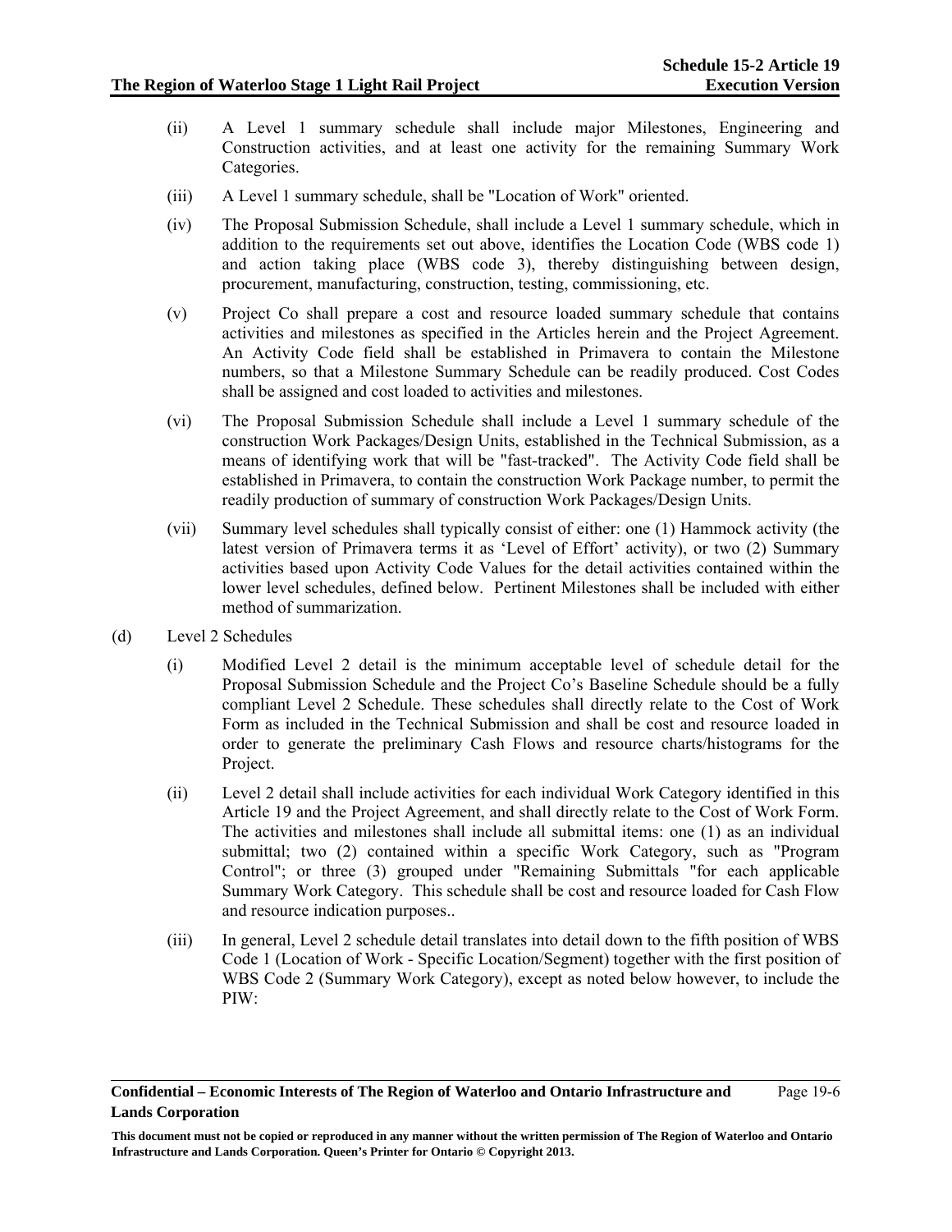(ii) A Level 1 summary schedule shall include major Milestones, Engineering and Construction activities, and at least one activity for the remaining Summary Work Categories.

(iii) A Level 1 summary schedule, shall be "Location of Work" oriented.

(iv) The Proposal Submission Schedule, shall include a Level 1 summary schedule, which in addition to the requirements set out above, identifies the Location Code (WBS code 1) and action taking place (WBS code 3), thereby distinguishing between design, procurement, manufacturing, construction, testing, commissioning, etc.

(v) Project Co shall prepare a cost and resource loaded summary schedule that contains activities and milestones as specified in the Articles herein and the Project Agreement. An Activity Code field shall be established in Primavera to contain the Milestone numbers, so that a Milestone Summary Schedule can be readily produced. Cost Codes shall be assigned and cost loaded to activities and milestones.

(vi) The Proposal Submission Schedule shall include a Level 1 summary schedule of the construction Work Packages/Design Units, established in the Technical Submission, as a means of identifying work that will be "fast-tracked". The Activity Code field shall be established in Primavera, to contain the construction Work Package number, to permit the readily production of summary of construction Work Packages/Design Units.

(vii) Summary level schedules shall typically consist of either: one (1) Hammock activity (the latest version of Primavera terms it as 'Level of Effort' activity), or two (2) Summary activities based upon Activity Code Values for the detail activities contained within the lower level schedules, defined below. Pertinent Milestones shall be included with either method of summarization.

(d) Level 2 Schedules

(i) Modified Level 2 detail is the minimum acceptable level of schedule detail for the Proposal Submission Schedule and the Project Co's Baseline Schedule should be a fully compliant Level 2 Schedule. These schedules shall directly relate to the Cost of Work Form as included in the Technical Submission and shall be cost and resource loaded in order to generate the preliminary Cash Flows and resource charts/histograms for the Project.

(ii) Level 2 detail shall include activities for each individual Work Category identified in this Article 19 and the Project Agreement, and shall directly relate to the Cost of Work Form. The activities and milestones shall include all submittal items: one (1) as an individual submittal; two (2) contained within a specific Work Category, such as "Program Control"; or three (3) grouped under "Remaining Submittals "for each applicable Summary Work Category. This schedule shall be cost and resource loaded for Cash Flow and resource indication purposes..

(iii) In general, Level 2 schedule detail translates into detail down to the fifth position of WBS Code 1 (Location of Work - Specific Location/Segment) together with the first position of WBS Code 2 (Summary Work Category), except as noted below however, to include the PIW: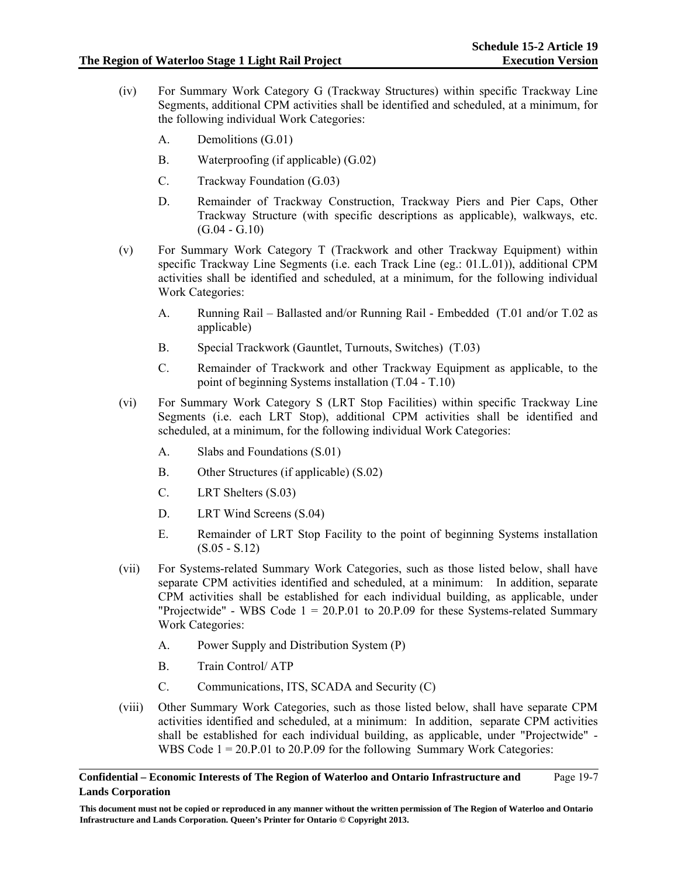(iv) For Summary Work Category G (Trackway Structures) within specific Trackway Line Segments, additional CPM activities shall be identified and scheduled, at a minimum, for the following individual Work Categories:

A. Demolitions (G.01)

B. Waterproofing (if applicable) (G.02)

C. Trackway Foundation (G.03)

D. Remainder of Trackway Construction, Trackway Piers and Pier Caps, Other Trackway Structure (with specific descriptions as applicable), walkways, etc. (G.04 - G.10)

(v) For Summary Work Category T (Trackwork and other Trackway Equipment) within specific Trackway Line Segments (i.e. each Track Line (eg.: 01.L.01)), additional CPM activities shall be identified and scheduled, at a minimum, for the following individual Work Categories:

A. Running Rail – Ballasted and/or Running Rail - Embedded (T.01 and/or T.02 as applicable)

B. Special Trackwork (Gauntlet, Turnouts, Switches) (T.03)

C. Remainder of Trackwork and other Trackway Equipment as applicable, to the point of beginning Systems installation (T.04 - T.10)

(vi) For Summary Work Category S (LRT Stop Facilities) within specific Trackway Line Segments (i.e. each LRT Stop), additional CPM activities shall be identified and scheduled, at a minimum, for the following individual Work Categories:

A. Slabs and Foundations (S.01)

B. Other Structures (if applicable) (S.02)

C. LRT Shelters (S.03)

D. LRT Wind Screens (S.04)

E. Remainder of LRT Stop Facility to the point of beginning Systems installation (S.05 - S.12)

(vii) For Systems-related Summary Work Categories, such as those listed below, shall have separate CPM activities identified and scheduled, at a minimum: In addition, separate CPM activities shall be established for each individual building, as applicable, under "Projectwide" - WBS Code 1 = 20.P.01 to 20.P.09 for these Systems-related Summary Work Categories:

A. Power Supply and Distribution System (P)

B. Train Control/ ATP

C. Communications, ITS, SCADA and Security (C)

(viii) Other Summary Work Categories, such as those listed below, shall have separate CPM activities identified and scheduled, at a minimum: In addition, separate CPM activities shall be established for each individual building, as applicable, under "Projectwide" - WBS Code 1 = 20.P.01 to 20.P.09 for the following Summary Work Categories: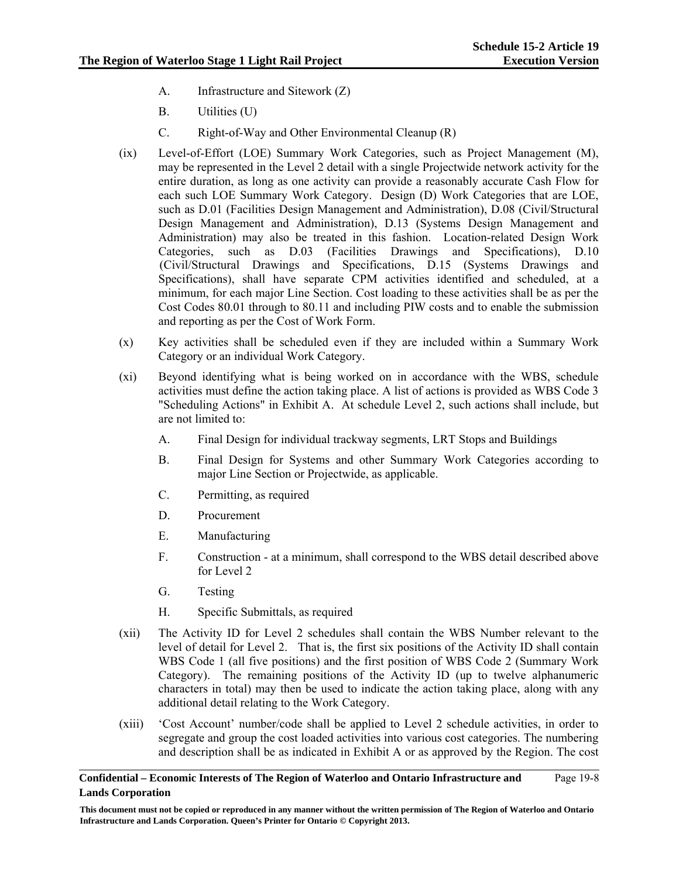A. Infrastructure and Sitework (Z)

B. Utilities (U)

C. Right-of-Way and Other Environmental Cleanup (R)

(ix) Level-of-Effort (LOE) Summary Work Categories, such as Project Management (M), may be represented in the Level 2 detail with a single Projectwide network activity for the entire duration, as long as one activity can provide a reasonably accurate Cash Flow for each such LOE Summary Work Category. Design (D) Work Categories that are LOE, such as D.01 (Facilities Design Management and Administration), D.08 (Civil/Structural Design Management and Administration), D.13 (Systems Design Management and Administration) may also be treated in this fashion. Location-related Design Work Categories, such as D.03 (Facilities Drawings and Specifications), D.10 (Civil/Structural Drawings and Specifications, D.15 (Systems Drawings and Specifications), shall have separate CPM activities identified and scheduled, at a minimum, for each major Line Section. Cost loading to these activities shall be as per the Cost Codes 80.01 through to 80.11 and including PIW costs and to enable the submission and reporting as per the Cost of Work Form.

(x) Key activities shall be scheduled even if they are included within a Summary Work Category or an individual Work Category.

(xi) Beyond identifying what is being worked on in accordance with the WBS, schedule activities must define the action taking place. A list of actions is provided as WBS Code 3 "Scheduling Actions" in Exhibit A. At schedule Level 2, such actions shall include, but are not limited to:

A. Final Design for individual trackway segments, LRT Stops and Buildings

B. Final Design for Systems and other Summary Work Categories according to major Line Section or Projectwide, as applicable.

C. Permitting, as required

D. Procurement

E. Manufacturing

F. Construction - at a minimum, shall correspond to the WBS detail described above for Level 2

G. Testing

H. Specific Submittals, as required

(xii) The Activity ID for Level 2 schedules shall contain the WBS Number relevant to the level of detail for Level 2. That is, the first six positions of the Activity ID shall contain WBS Code 1 (all five positions) and the first position of WBS Code 2 (Summary Work Category). The remaining positions of the Activity ID (up to twelve alphanumeric characters in total) may then be used to indicate the action taking place, along with any additional detail relating to the Work Category.

(xiii) 'Cost Account' number/code shall be applied to Level 2 schedule activities, in order to segregate and group the cost loaded activities into various cost categories. The numbering and description shall be as indicated in Exhibit A or as approved by the Region. The cost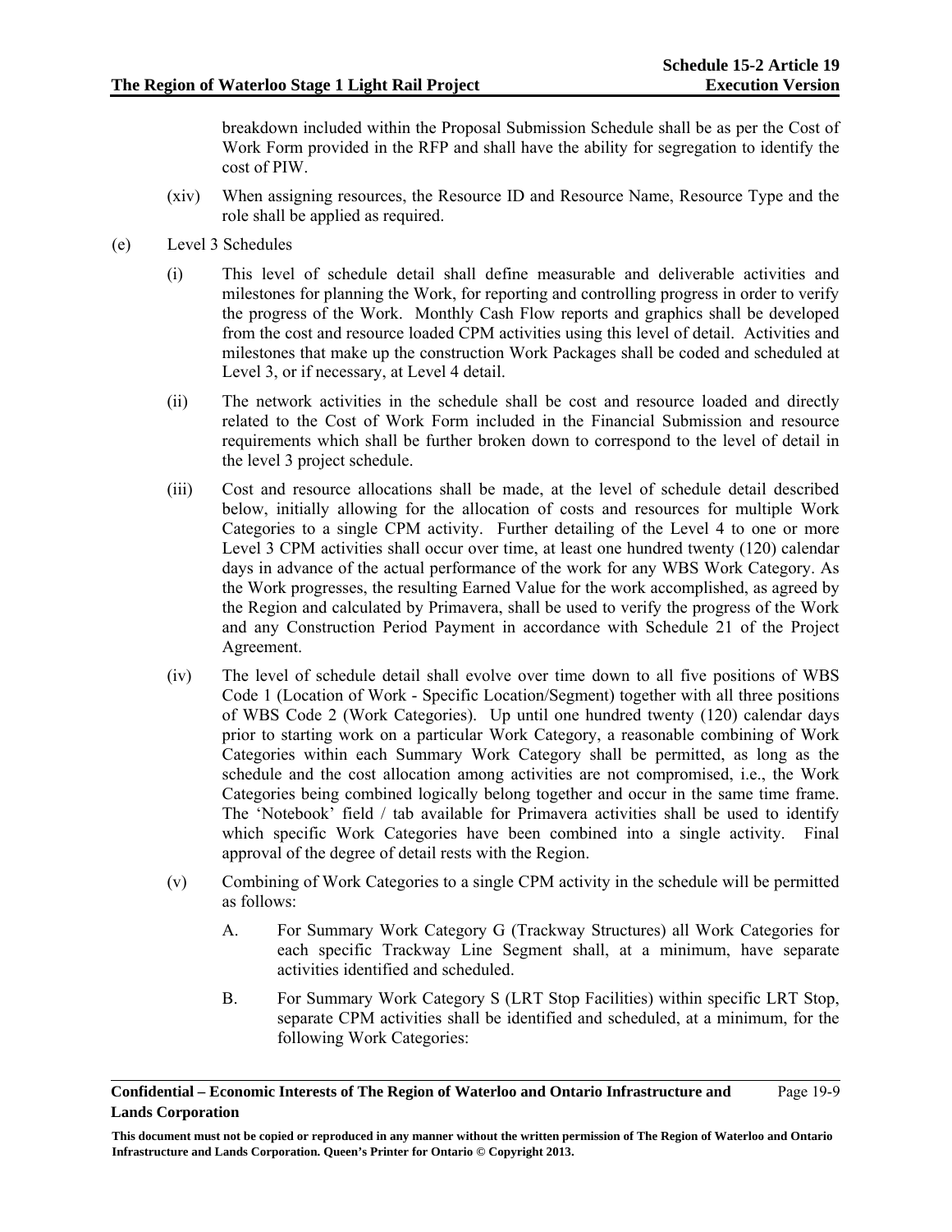breakdown included within the Proposal Submission Schedule shall be as per the Cost of Work Form provided in the RFP and shall have the ability for segregation to identify the cost of PIW.

(xiv) When assigning resources, the Resource ID and Resource Name, Resource Type and the role shall be applied as required.

(e) Level 3 Schedules

(i) This level of schedule detail shall define measurable and deliverable activities and milestones for planning the Work, for reporting and controlling progress in order to verify the progress of the Work. Monthly Cash Flow reports and graphics shall be developed from the cost and resource loaded CPM activities using this level of detail. Activities and milestones that make up the construction Work Packages shall be coded and scheduled at Level 3, or if necessary, at Level 4 detail.

(ii) The network activities in the schedule shall be cost and resource loaded and directly related to the Cost of Work Form included in the Financial Submission and resource requirements which shall be further broken down to correspond to the level of detail in the level 3 project schedule.

(iii) Cost and resource allocations shall be made, at the level of schedule detail described below, initially allowing for the allocation of costs and resources for multiple Work Categories to a single CPM activity. Further detailing of the Level 4 to one or more Level 3 CPM activities shall occur over time, at least one hundred twenty (120) calendar days in advance of the actual performance of the work for any WBS Work Category. As the Work progresses, the resulting Earned Value for the work accomplished, as agreed by the Region and calculated by Primavera, shall be used to verify the progress of the Work and any Construction Period Payment in accordance with Schedule 21 of the Project Agreement.

(iv) The level of schedule detail shall evolve over time down to all five positions of WBS Code 1 (Location of Work - Specific Location/Segment) together with all three positions of WBS Code 2 (Work Categories). Up until one hundred twenty (120) calendar days prior to starting work on a particular Work Category, a reasonable combining of Work Categories within each Summary Work Category shall be permitted, as long as the schedule and the cost allocation among activities are not compromised, i.e., the Work Categories being combined logically belong together and occur in the same time frame. The 'Notebook' field / tab available for Primavera activities shall be used to identify which specific Work Categories have been combined into a single activity. Final approval of the degree of detail rests with the Region.

(v) Combining of Work Categories to a single CPM activity in the schedule will be permitted as follows:

A. For Summary Work Category G (Trackway Structures) all Work Categories for each specific Trackway Line Segment shall, at a minimum, have separate activities identified and scheduled.

B. For Summary Work Category S (LRT Stop Facilities) within specific LRT Stop, separate CPM activities shall be identified and scheduled, at a minimum, for the following Work Categories: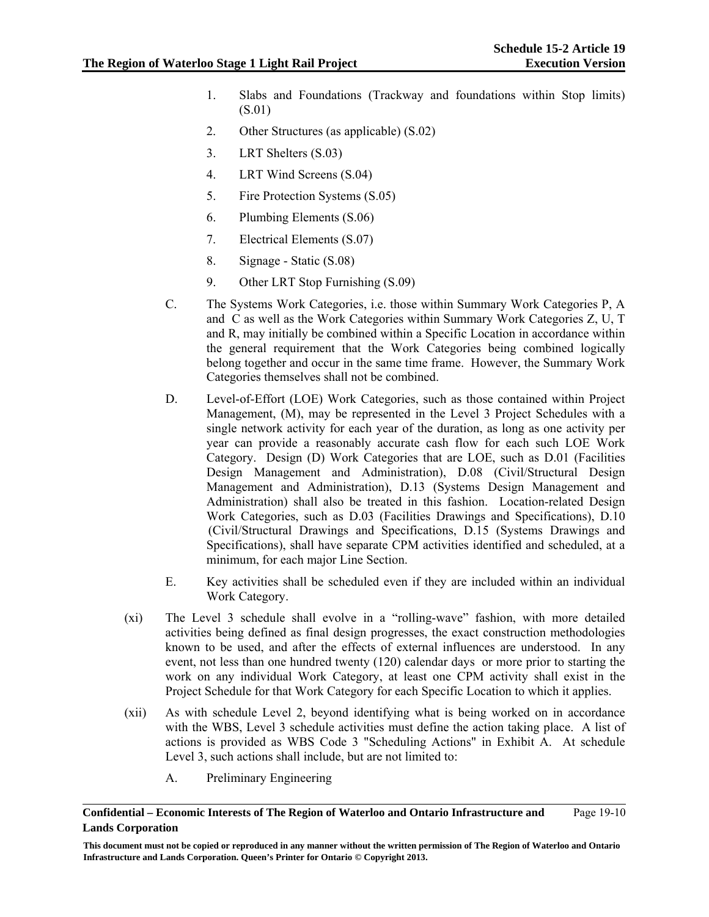1. Slabs and Foundations (Trackway and foundations within Stop limits) (S.01)
2. Other Structures (as applicable) (S.02)
3. LRT Shelters (S.03)
4. LRT Wind Screens (S.04)
5. Fire Protection Systems (S.05)
6. Plumbing Elements (S.06)
7. Electrical Elements (S.07)
8. Signage - Static (S.08)
9. Other LRT Stop Furnishing (S.09)

C. The Systems Work Categories, i.e. those within Summary Work Categories P, A and C as well as the Work Categories within Summary Work Categories Z, U, T and R, may initially be combined within a Specific Location in accordance within the general requirement that the Work Categories being combined logically belong together and occur in the same time frame. However, the Summary Work Categories themselves shall not be combined.

D. Level-of-Effort (LOE) Work Categories, such as those contained within Project Management, (M), may be represented in the Level 3 Project Schedules with a single network activity for each year of the duration, as long as one activity per year can provide a reasonably accurate cash flow for each such LOE Work Category. Design (D) Work Categories that are LOE, such as D.01 (Facilities Design Management and Administration), D.08 (Civil/Structural Design Management and Administration), D.13 (Systems Design Management and Administration) shall also be treated in this fashion. Location-related Design Work Categories, such as D.03 (Facilities Drawings and Specifications), D.10 (Civil/Structural Drawings and Specifications, D.15 (Systems Drawings and Specifications), shall have separate CPM activities identified and scheduled, at a minimum, for each major Line Section.

E. Key activities shall be scheduled even if they are included within an individual Work Category.

(xi) The Level 3 schedule shall evolve in a "rolling-wave" fashion, with more detailed activities being defined as final design progresses, the exact construction methodologies known to be used, and after the effects of external influences are understood. In any event, not less than one hundred twenty (120) calendar days or more prior to starting the work on any individual Work Category, at least one CPM activity shall exist in the Project Schedule for that Work Category for each Specific Location to which it applies.

(xii) As with schedule Level 2, beyond identifying what is being worked on in accordance with the WBS, Level 3 schedule activities must define the action taking place. A list of actions is provided as WBS Code 3 "Scheduling Actions" in Exhibit A. At schedule Level 3, such actions shall include, but are not limited to:

A. Preliminary Engineering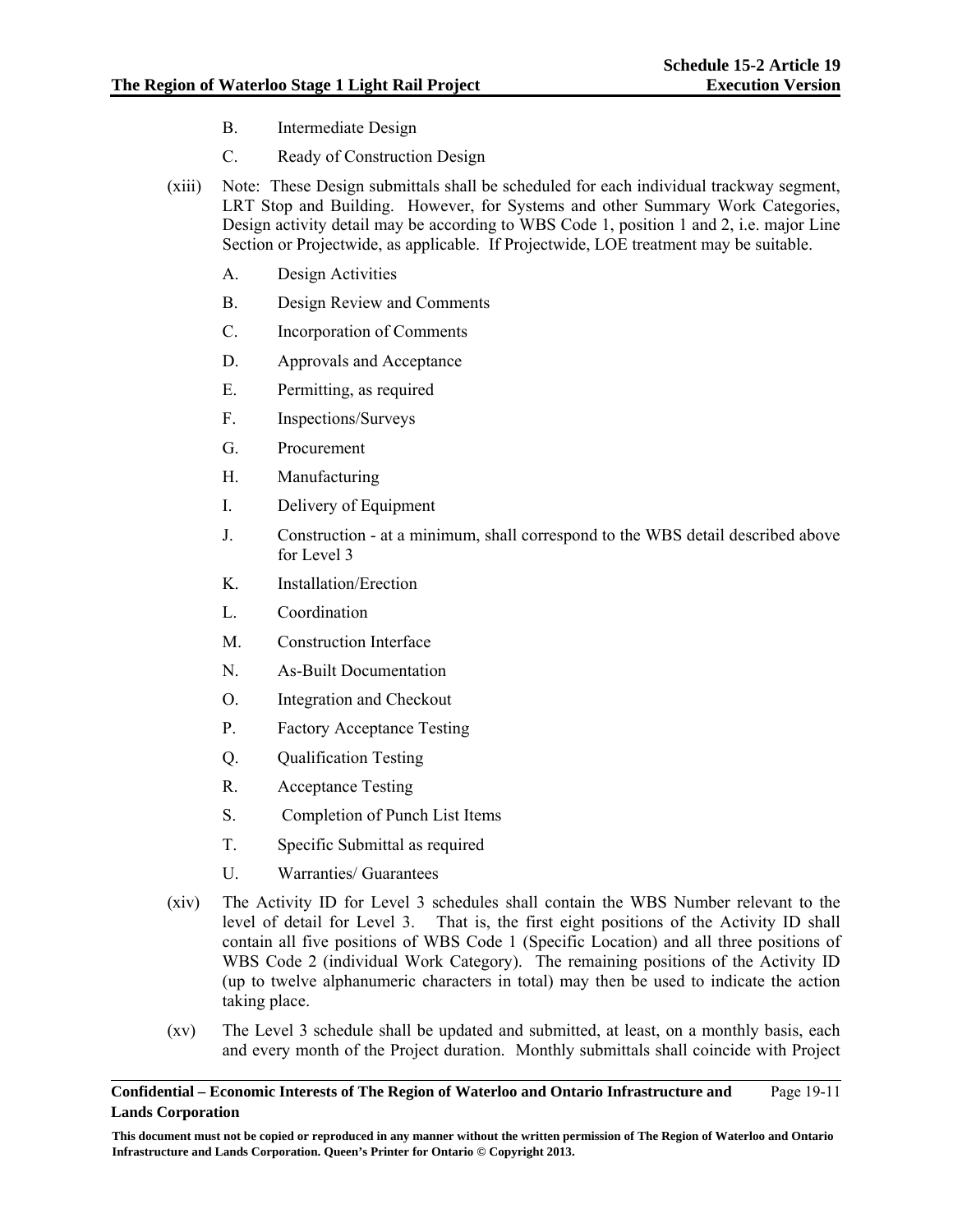B. Intermediate Design

C. Ready of Construction Design

(xiii) Note: These Design submittals shall be scheduled for each individual trackway segment, LRT Stop and Building. However, for Systems and other Summary Work Categories, Design activity detail may be according to WBS Code 1, position 1 and 2, i.e. major Line Section or Projectwide, as applicable. If Projectwide, LOE treatment may be suitable.

A. Design Activities

B. Design Review and Comments

C. Incorporation of Comments

D. Approvals and Acceptance

E. Permitting, as required

F. Inspections/Surveys

G. Procurement

H. Manufacturing

I. Delivery of Equipment

J. Construction - at a minimum, shall correspond to the WBS detail described above for Level 3

K. Installation/Erection

L. Coordination

M. Construction Interface

N. As-Built Documentation

O. Integration and Checkout

P. Factory Acceptance Testing

Q. Qualification Testing

R. Acceptance Testing

S. Completion of Punch List Items

T. Specific Submittal as required

U. Warranties/ Guarantees

(xiv) The Activity ID for Level 3 schedules shall contain the WBS Number relevant to the level of detail for Level 3. That is, the first eight positions of the Activity ID shall contain all five positions of WBS Code 1 (Specific Location) and all three positions of WBS Code 2 (individual Work Category). The remaining positions of the Activity ID (up to twelve alphanumeric characters in total) may then be used to indicate the action taking place.

(xv) The Level 3 schedule shall be updated and submitted, at least, on a monthly basis, each and every month of the Project duration. Monthly submittals shall coincide with Project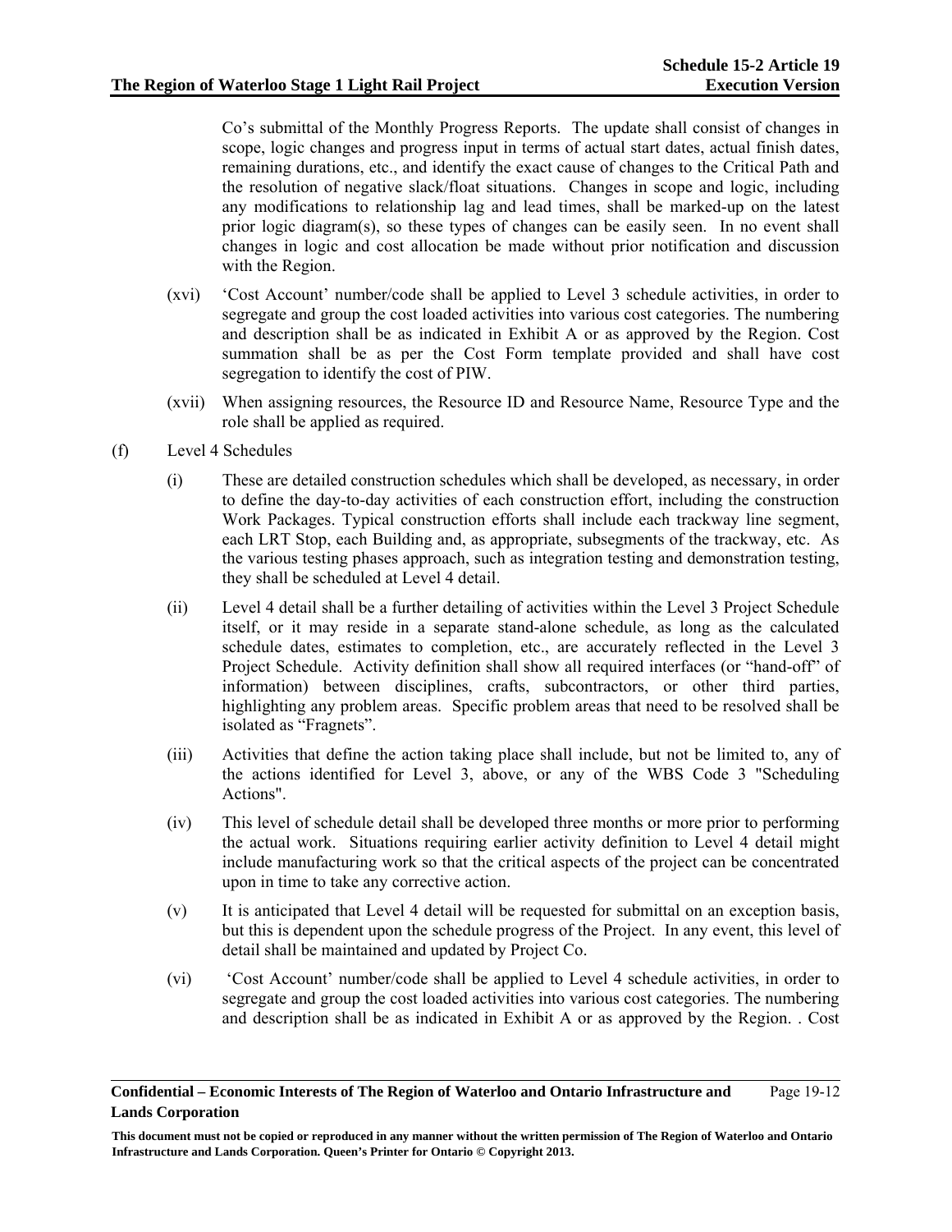Co's submittal of the Monthly Progress Reports. The update shall consist of changes in scope, logic changes and progress input in terms of actual start dates, actual finish dates, remaining durations, etc., and identify the exact cause of changes to the Critical Path and the resolution of negative slack/float situations. Changes in scope and logic, including any modifications to relationship lag and lead times, shall be marked-up on the latest prior logic diagram(s), so these types of changes can be easily seen. In no event shall changes in logic and cost allocation be made without prior notification and discussion with the Region.

(xvi) 'Cost Account' number/code shall be applied to Level 3 schedule activities, in order to segregate and group the cost loaded activities into various cost categories. The numbering and description shall be as indicated in Exhibit A or as approved by the Region. Cost summation shall be as per the Cost Form template provided and shall have cost segregation to identify the cost of PIW.

(xvii) When assigning resources, the Resource ID and Resource Name, Resource Type and the role shall be applied as required.

(f) Level 4 Schedules

(i) These are detailed construction schedules which shall be developed, as necessary, in order to define the day-to-day activities of each construction effort, including the construction Work Packages. Typical construction efforts shall include each trackway line segment, each LRT Stop, each Building and, as appropriate, subsegments of the trackway, etc. As the various testing phases approach, such as integration testing and demonstration testing, they shall be scheduled at Level 4 detail.

(ii) Level 4 detail shall be a further detailing of activities within the Level 3 Project Schedule itself, or it may reside in a separate stand-alone schedule, as long as the calculated schedule dates, estimates to completion, etc., are accurately reflected in the Level 3 Project Schedule. Activity definition shall show all required interfaces (or "hand-off" of information) between disciplines, crafts, subcontractors, or other third parties, highlighting any problem areas. Specific problem areas that need to be resolved shall be isolated as "Fragnets".

(iii) Activities that define the action taking place shall include, but not be limited to, any of the actions identified for Level 3, above, or any of the WBS Code 3 "Scheduling Actions".

(iv) This level of schedule detail shall be developed three months or more prior to performing the actual work. Situations requiring earlier activity definition to Level 4 detail might include manufacturing work so that the critical aspects of the project can be concentrated upon in time to take any corrective action.

(v) It is anticipated that Level 4 detail will be requested for submittal on an exception basis, but this is dependent upon the schedule progress of the Project. In any event, this level of detail shall be maintained and updated by Project Co.

(vi) 'Cost Account' number/code shall be applied to Level 4 schedule activities, in order to segregate and group the cost loaded activities into various cost categories. The numbering and description shall be as indicated in Exhibit A or as approved by the Region. . Cost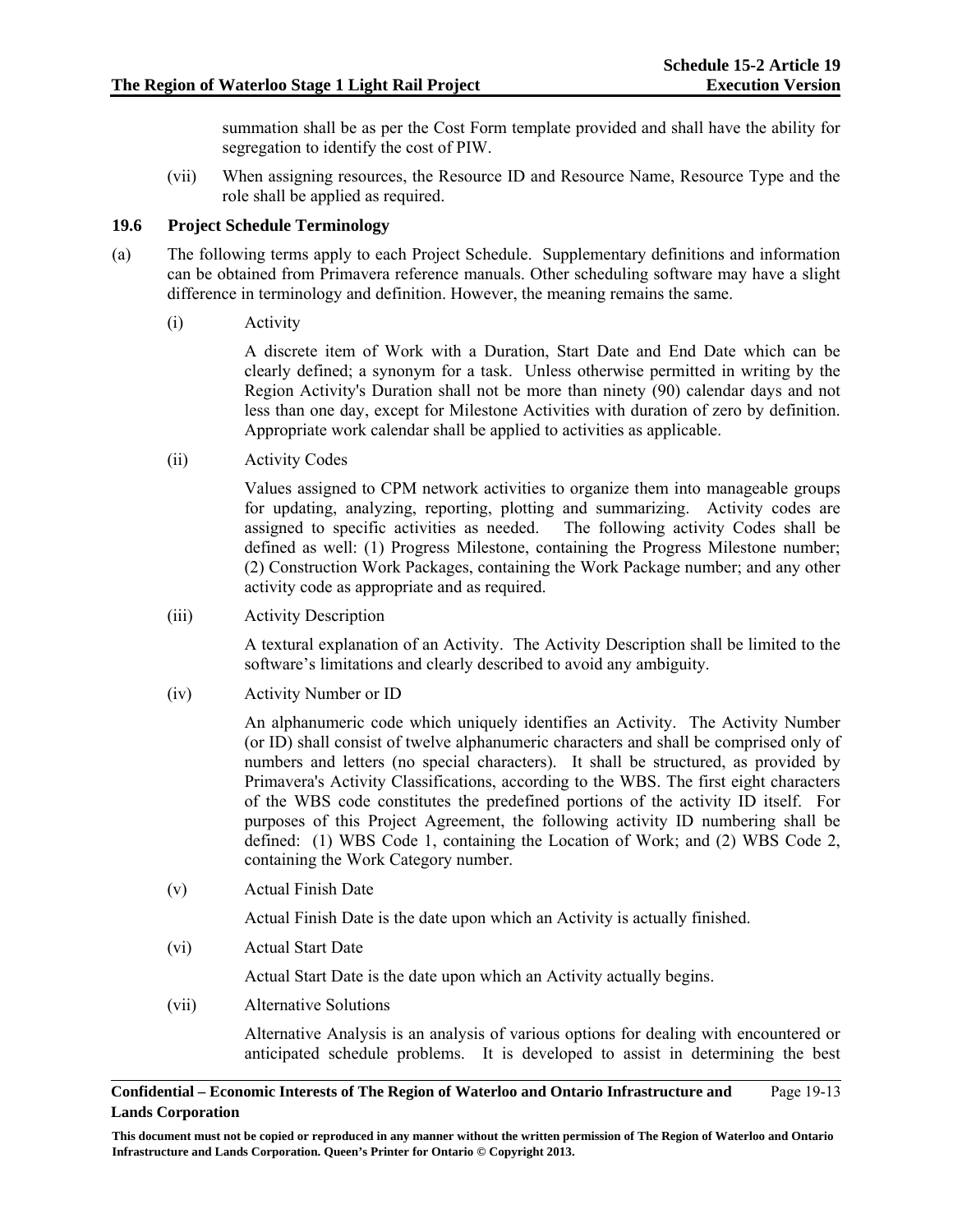summation shall be as per the Cost Form template provided and shall have the ability for segregation to identify the cost of PIW.

(vii) When assigning resources, the Resource ID and Resource Name, Resource Type and the role shall be applied as required.

### 19.6 Project Schedule Terminology

(a) The following terms apply to each Project Schedule. Supplementary definitions and information can be obtained from Primavera reference manuals. Other scheduling software may have a slight difference in terminology and definition. However, the meaning remains the same.

(i) Activity

A discrete item of Work with a Duration, Start Date and End Date which can be clearly defined; a synonym for a task. Unless otherwise permitted in writing by the Region Activity's Duration shall not be more than ninety (90) calendar days and not less than one day, except for Milestone Activities with duration of zero by definition. Appropriate work calendar shall be applied to activities as applicable.

(ii) Activity Codes

Values assigned to CPM network activities to organize them into manageable groups for updating, analyzing, reporting, plotting and summarizing. Activity codes are assigned to specific activities as needed. The following activity Codes shall be defined as well: (1) Progress Milestone, containing the Progress Milestone number; (2) Construction Work Packages, containing the Work Package number; and any other activity code as appropriate and as required.

(iii) Activity Description

A textural explanation of an Activity. The Activity Description shall be limited to the software's limitations and clearly described to avoid any ambiguity.

(iv) Activity Number or ID

An alphanumeric code which uniquely identifies an Activity. The Activity Number (or ID) shall consist of twelve alphanumeric characters and shall be comprised only of numbers and letters (no special characters). It shall be structured, as provided by Primavera's Activity Classifications, according to the WBS. The first eight characters of the WBS code constitutes the predefined portions of the activity ID itself. For purposes of this Project Agreement, the following activity ID numbering shall be defined: (1) WBS Code 1, containing the Location of Work; and (2) WBS Code 2, containing the Work Category number.

(v) Actual Finish Date

Actual Finish Date is the date upon which an Activity is actually finished.

(vi) Actual Start Date

Actual Start Date is the date upon which an Activity actually begins.

(vii) Alternative Solutions

Alternative Analysis is an analysis of various options for dealing with encountered or anticipated schedule problems. It is developed to assist in determining the best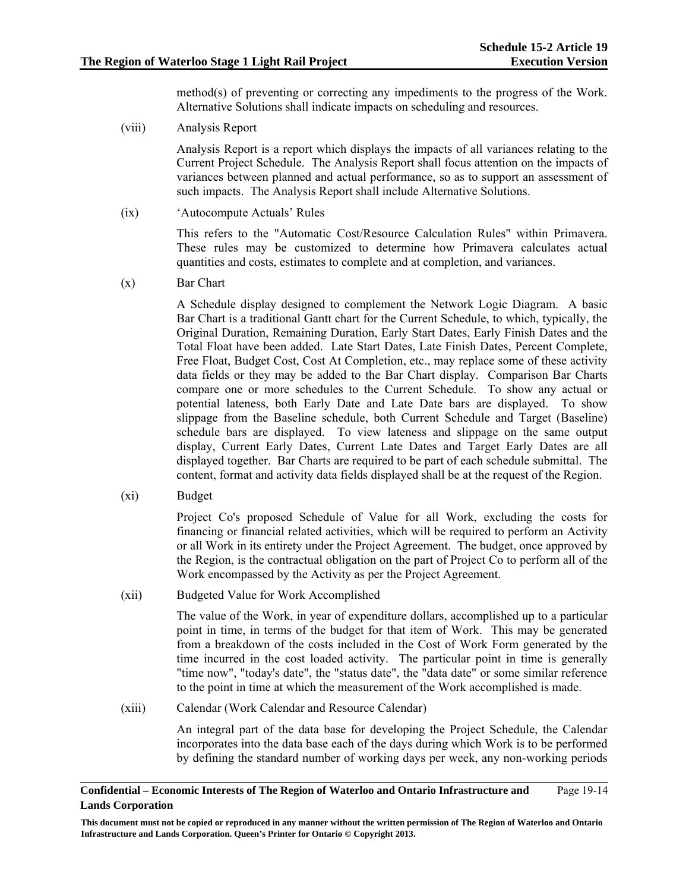method(s) of preventing or correcting any impediments to the progress of the Work. Alternative Solutions shall indicate impacts on scheduling and resources.

(viii) Analysis Report

Analysis Report is a report which displays the impacts of all variances relating to the Current Project Schedule. The Analysis Report shall focus attention on the impacts of variances between planned and actual performance, so as to support an assessment of such impacts. The Analysis Report shall include Alternative Solutions.

(ix) 'Autocompute Actuals' Rules

This refers to the "Automatic Cost/Resource Calculation Rules" within Primavera. These rules may be customized to determine how Primavera calculates actual quantities and costs, estimates to complete and at completion, and variances.

(x) Bar Chart

A Schedule display designed to complement the Network Logic Diagram. A basic Bar Chart is a traditional Gantt chart for the Current Schedule, to which, typically, the Original Duration, Remaining Duration, Early Start Dates, Early Finish Dates and the Total Float have been added. Late Start Dates, Late Finish Dates, Percent Complete, Free Float, Budget Cost, Cost At Completion, etc., may replace some of these activity data fields or they may be added to the Bar Chart display. Comparison Bar Charts compare one or more schedules to the Current Schedule. To show any actual or potential lateness, both Early Date and Late Date bars are displayed. To show slippage from the Baseline schedule, both Current Schedule and Target (Baseline) schedule bars are displayed. To view lateness and slippage on the same output display, Current Early Dates, Current Late Dates and Target Early Dates are all displayed together. Bar Charts are required to be part of each schedule submittal. The content, format and activity data fields displayed shall be at the request of the Region.

(xi) Budget

Project Co's proposed Schedule of Value for all Work, excluding the costs for financing or financial related activities, which will be required to perform an Activity or all Work in its entirety under the Project Agreement. The budget, once approved by the Region, is the contractual obligation on the part of Project Co to perform all of the Work encompassed by the Activity as per the Project Agreement.

(xii) Budgeted Value for Work Accomplished

The value of the Work, in year of expenditure dollars, accomplished up to a particular point in time, in terms of the budget for that item of Work. This may be generated from a breakdown of the costs included in the Cost of Work Form generated by the time incurred in the cost loaded activity. The particular point in time is generally "time now", "today's date", the "status date", the "data date" or some similar reference to the point in time at which the measurement of the Work accomplished is made.

(xiii) Calendar (Work Calendar and Resource Calendar)

An integral part of the data base for developing the Project Schedule, the Calendar incorporates into the data base each of the days during which Work is to be performed by defining the standard number of working days per week, any non-working periods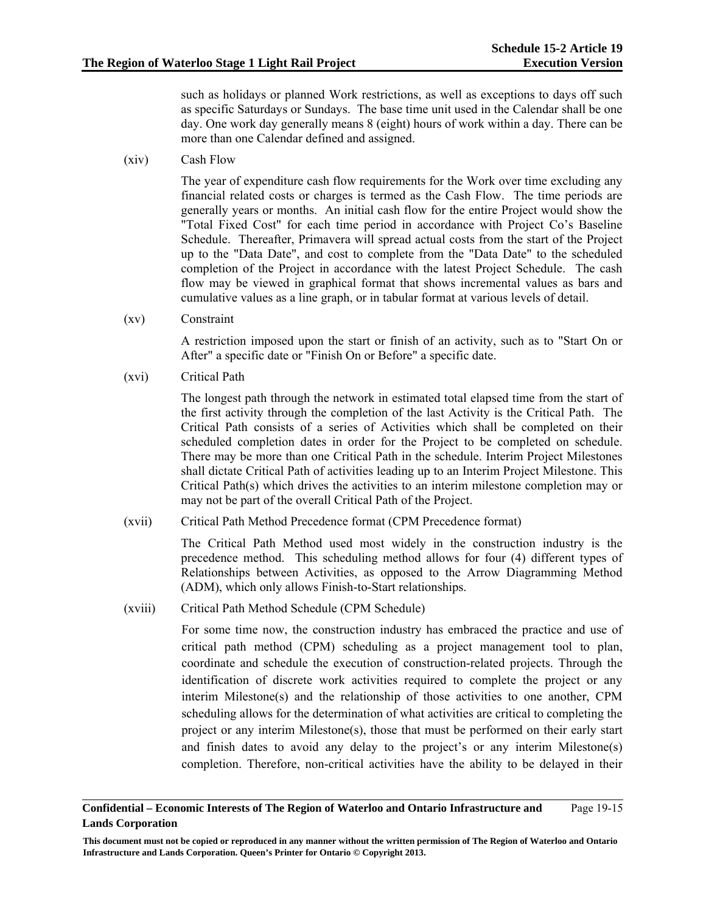such as holidays or planned Work restrictions, as well as exceptions to days off such as specific Saturdays or Sundays. The base time unit used in the Calendar shall be one day. One work day generally means 8 (eight) hours of work within a day. There can be more than one Calendar defined and assigned.

(xiv) Cash Flow

The year of expenditure cash flow requirements for the Work over time excluding any financial related costs or charges is termed as the Cash Flow. The time periods are generally years or months. An initial cash flow for the entire Project would show the "Total Fixed Cost" for each time period in accordance with Project Co's Baseline Schedule. Thereafter, Primavera will spread actual costs from the start of the Project up to the "Data Date", and cost to complete from the "Data Date" to the scheduled completion of the Project in accordance with the latest Project Schedule. The cash flow may be viewed in graphical format that shows incremental values as bars and cumulative values as a line graph, or in tabular format at various levels of detail.

(xv) Constraint

A restriction imposed upon the start or finish of an activity, such as to "Start On or After" a specific date or "Finish On or Before" a specific date.

(xvi) Critical Path

The longest path through the network in estimated total elapsed time from the start of the first activity through the completion of the last Activity is the Critical Path. The Critical Path consists of a series of Activities which shall be completed on their scheduled completion dates in order for the Project to be completed on schedule. There may be more than one Critical Path in the schedule. Interim Project Milestones shall dictate Critical Path of activities leading up to an Interim Project Milestone. This Critical Path(s) which drives the activities to an interim milestone completion may or may not be part of the overall Critical Path of the Project.

(xvii) Critical Path Method Precedence format (CPM Precedence format)

The Critical Path Method used most widely in the construction industry is the precedence method. This scheduling method allows for four (4) different types of Relationships between Activities, as opposed to the Arrow Diagramming Method (ADM), which only allows Finish-to-Start relationships.

(xviii) Critical Path Method Schedule (CPM Schedule)

For some time now, the construction industry has embraced the practice and use of critical path method (CPM) scheduling as a project management tool to plan, coordinate and schedule the execution of construction-related projects. Through the identification of discrete work activities required to complete the project or any interim Milestone(s) and the relationship of those activities to one another, CPM scheduling allows for the determination of what activities are critical to completing the project or any interim Milestone(s), those that must be performed on their early start and finish dates to avoid any delay to the project's or any interim Milestone(s) completion. Therefore, non-critical activities have the ability to be delayed in their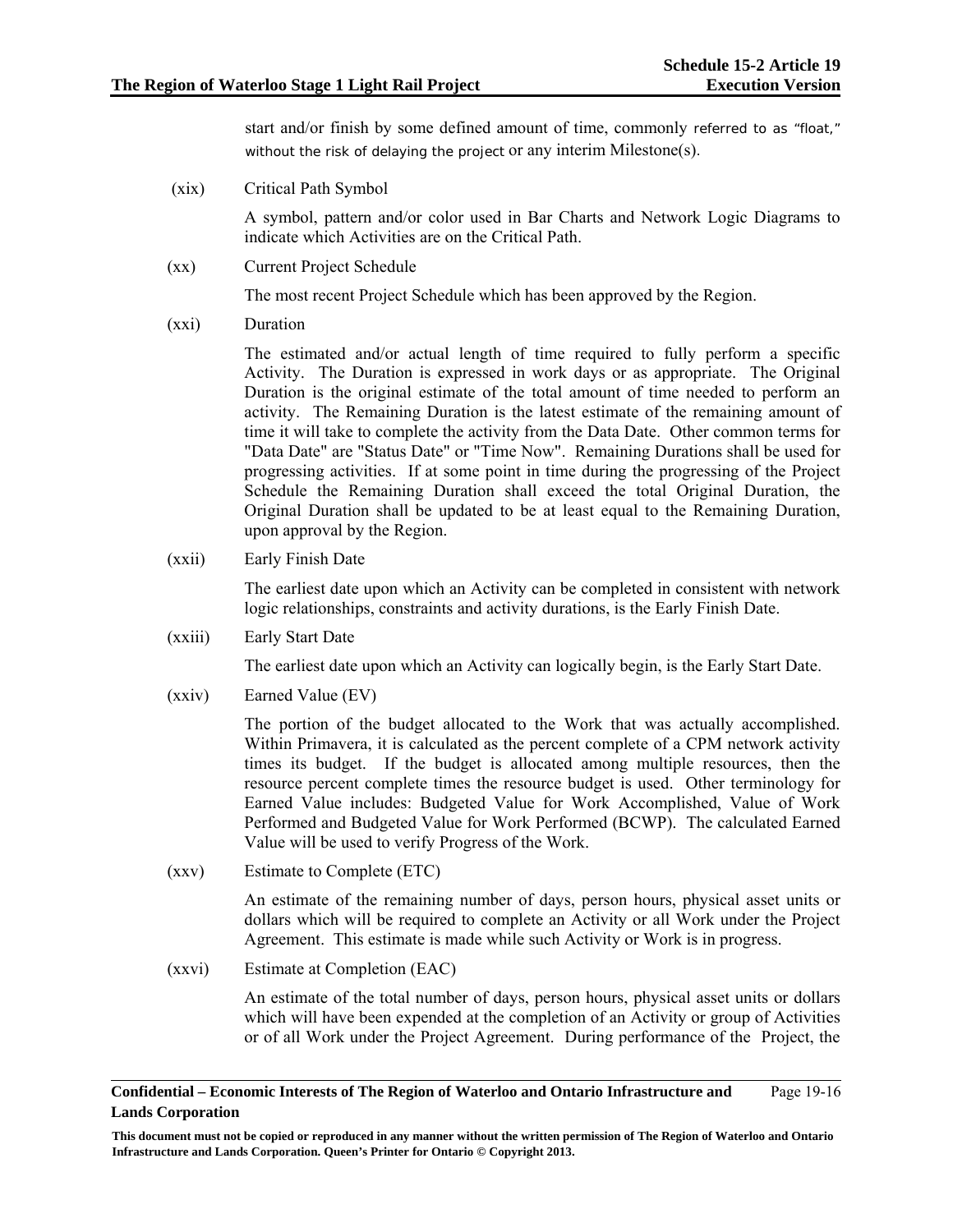start and/or finish by some defined amount of time, commonly referred to as "float," without the risk of delaying the project or any interim Milestone(s).

(xix) Critical Path Symbol

A symbol, pattern and/or color used in Bar Charts and Network Logic Diagrams to indicate which Activities are on the Critical Path.

(xx) Current Project Schedule

The most recent Project Schedule which has been approved by the Region.

(xxi) Duration

The estimated and/or actual length of time required to fully perform a specific Activity. The Duration is expressed in work days or as appropriate. The Original Duration is the original estimate of the total amount of time needed to perform an activity. The Remaining Duration is the latest estimate of the remaining amount of time it will take to complete the activity from the Data Date. Other common terms for "Data Date" are "Status Date" or "Time Now". Remaining Durations shall be used for progressing activities. If at some point in time during the progressing of the Project Schedule the Remaining Duration shall exceed the total Original Duration, the Original Duration shall be updated to be at least equal to the Remaining Duration, upon approval by the Region.

(xxii) Early Finish Date

The earliest date upon which an Activity can be completed in consistent with network logic relationships, constraints and activity durations, is the Early Finish Date.

(xxiii) Early Start Date

The earliest date upon which an Activity can logically begin, is the Early Start Date.

(xxiv) Earned Value (EV)

The portion of the budget allocated to the Work that was actually accomplished. Within Primavera, it is calculated as the percent complete of a CPM network activity times its budget. If the budget is allocated among multiple resources, then the resource percent complete times the resource budget is used. Other terminology for Earned Value includes: Budgeted Value for Work Accomplished, Value of Work Performed and Budgeted Value for Work Performed (BCWP). The calculated Earned Value will be used to verify Progress of the Work.

(xxv) Estimate to Complete (ETC)

An estimate of the remaining number of days, person hours, physical asset units or dollars which will be required to complete an Activity or all Work under the Project Agreement. This estimate is made while such Activity or Work is in progress.

(xxvi) Estimate at Completion (EAC)

An estimate of the total number of days, person hours, physical asset units or dollars which will have been expended at the completion of an Activity or group of Activities or of all Work under the Project Agreement. During performance of the Project, the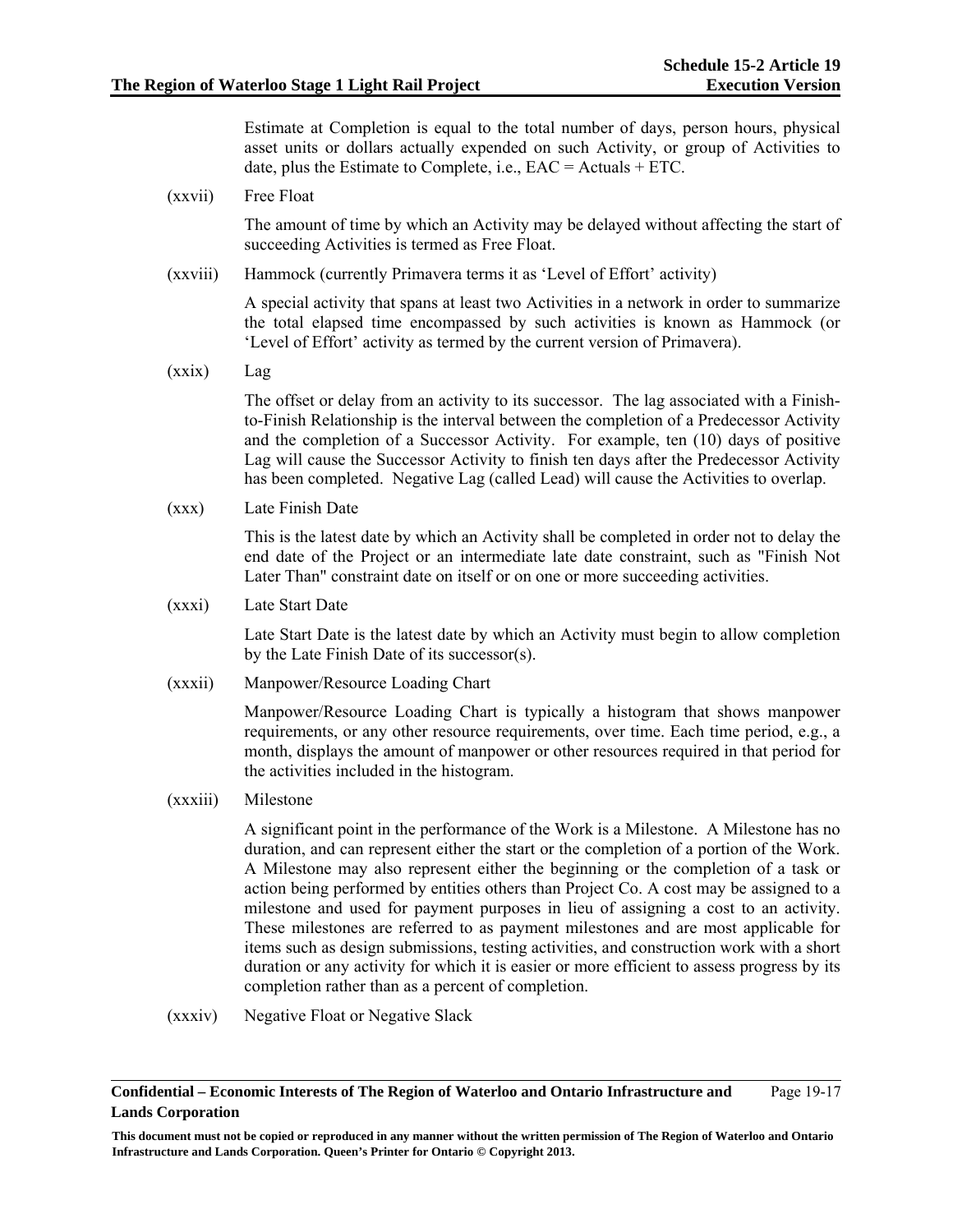Estimate at Completion is equal to the total number of days, person hours, physical asset units or dollars actually expended on such Activity, or group of Activities to date, plus the Estimate to Complete, i.e., EAC = Actuals + ETC.

(xxvii) Free Float

The amount of time by which an Activity may be delayed without affecting the start of succeeding Activities is termed as Free Float.

(xxviii) Hammock (currently Primavera terms it as 'Level of Effort' activity)

A special activity that spans at least two Activities in a network in order to summarize the total elapsed time encompassed by such activities is known as Hammock (or 'Level of Effort' activity as termed by the current version of Primavera).

(xxix) Lag

The offset or delay from an activity to its successor. The lag associated with a Finish-to-Finish Relationship is the interval between the completion of a Predecessor Activity and the completion of a Successor Activity. For example, ten (10) days of positive Lag will cause the Successor Activity to finish ten days after the Predecessor Activity has been completed. Negative Lag (called Lead) will cause the Activities to overlap.

(xxx) Late Finish Date

This is the latest date by which an Activity shall be completed in order not to delay the end date of the Project or an intermediate late date constraint, such as "Finish Not Later Than" constraint date on itself or on one or more succeeding activities.

(xxxi) Late Start Date

Late Start Date is the latest date by which an Activity must begin to allow completion by the Late Finish Date of its successor(s).

(xxxii) Manpower/Resource Loading Chart

Manpower/Resource Loading Chart is typically a histogram that shows manpower requirements, or any other resource requirements, over time. Each time period, e.g., a month, displays the amount of manpower or other resources required in that period for the activities included in the histogram.

(xxxiii) Milestone

A significant point in the performance of the Work is a Milestone. A Milestone has no duration, and can represent either the start or the completion of a portion of the Work. A Milestone may also represent either the beginning or the completion of a task or action being performed by entities others than Project Co. A cost may be assigned to a milestone and used for payment purposes in lieu of assigning a cost to an activity. These milestones are referred to as payment milestones and are most applicable for items such as design submissions, testing activities, and construction work with a short duration or any activity for which it is easier or more efficient to assess progress by its completion rather than as a percent of completion.

(xxxiv) Negative Float or Negative Slack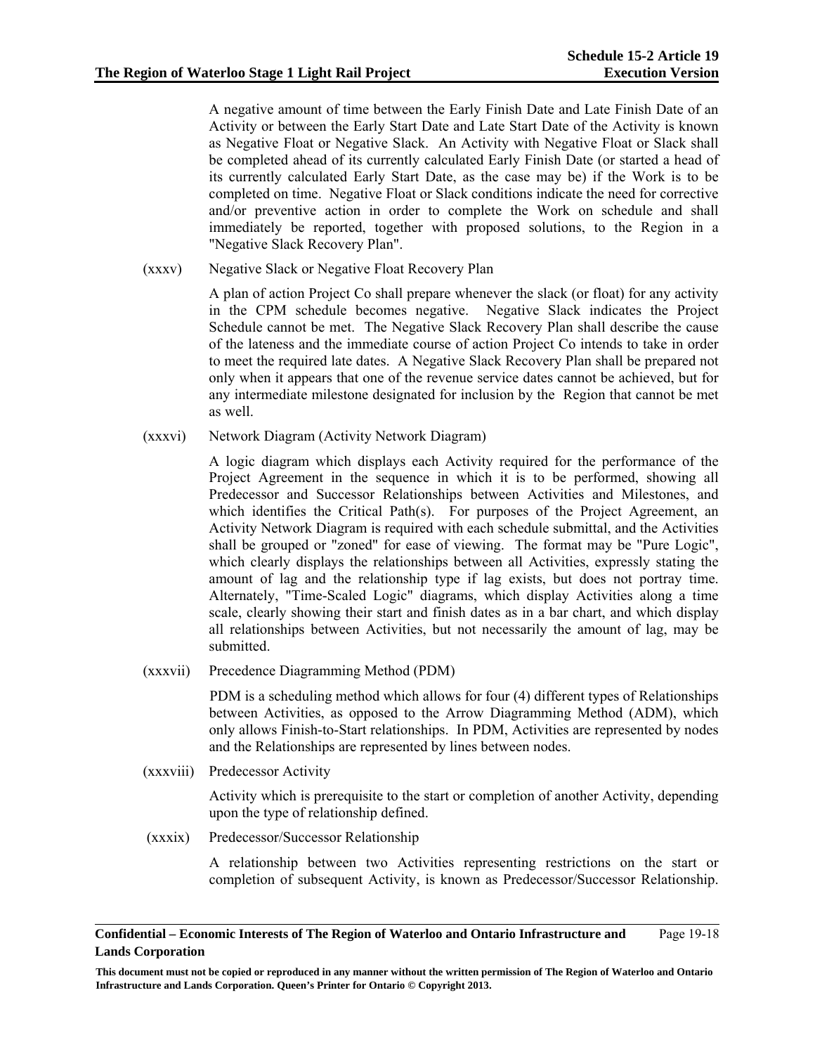A negative amount of time between the Early Finish Date and Late Finish Date of an Activity or between the Early Start Date and Late Start Date of the Activity is known as Negative Float or Negative Slack. An Activity with Negative Float or Slack shall be completed ahead of its currently calculated Early Finish Date (or started a head of its currently calculated Early Start Date, as the case may be) if the Work is to be completed on time. Negative Float or Slack conditions indicate the need for corrective and/or preventive action in order to complete the Work on schedule and shall immediately be reported, together with proposed solutions, to the Region in a "Negative Slack Recovery Plan".

(xxxv) Negative Slack or Negative Float Recovery Plan

A plan of action Project Co shall prepare whenever the slack (or float) for any activity in the CPM schedule becomes negative. Negative Slack indicates the Project Schedule cannot be met. The Negative Slack Recovery Plan shall describe the cause of the lateness and the immediate course of action Project Co intends to take in order to meet the required late dates. A Negative Slack Recovery Plan shall be prepared not only when it appears that one of the revenue service dates cannot be achieved, but for any intermediate milestone designated for inclusion by the Region that cannot be met as well.

(xxxvi) Network Diagram (Activity Network Diagram)

A logic diagram which displays each Activity required for the performance of the Project Agreement in the sequence in which it is to be performed, showing all Predecessor and Successor Relationships between Activities and Milestones, and which identifies the Critical Path(s). For purposes of the Project Agreement, an Activity Network Diagram is required with each schedule submittal, and the Activities shall be grouped or "zoned" for ease of viewing. The format may be "Pure Logic", which clearly displays the relationships between all Activities, expressly stating the amount of lag and the relationship type if lag exists, but does not portray time. Alternately, "Time-Scaled Logic" diagrams, which display Activities along a time scale, clearly showing their start and finish dates as in a bar chart, and which display all relationships between Activities, but not necessarily the amount of lag, may be submitted.

(xxxvii) Precedence Diagramming Method (PDM)

PDM is a scheduling method which allows for four (4) different types of Relationships between Activities, as opposed to the Arrow Diagramming Method (ADM), which only allows Finish-to-Start relationships. In PDM, Activities are represented by nodes and the Relationships are represented by lines between nodes.

(xxxviii) Predecessor Activity

Activity which is prerequisite to the start or completion of another Activity, depending upon the type of relationship defined.

(xxxix) Predecessor/Successor Relationship

A relationship between two Activities representing restrictions on the start or completion of subsequent Activity, is known as Predecessor/Successor Relationship.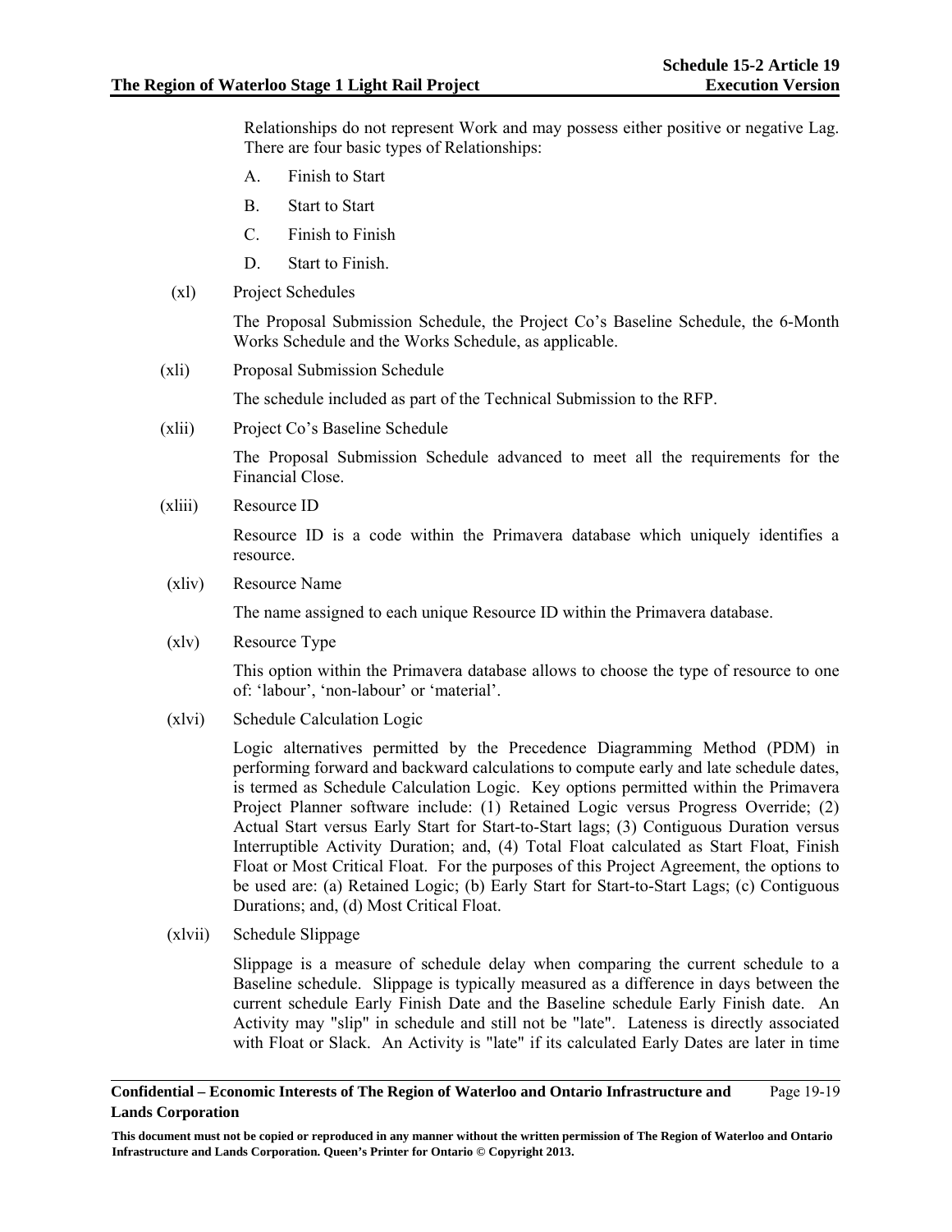Relationships do not represent Work and may possess either positive or negative Lag. There are four basic types of Relationships:

A. Finish to Start

B. Start to Start

C. Finish to Finish

D. Start to Finish.

(xl) Project Schedules

The Proposal Submission Schedule, the Project Co's Baseline Schedule, the 6-Month Works Schedule and the Works Schedule, as applicable.

(xli) Proposal Submission Schedule

The schedule included as part of the Technical Submission to the RFP.

(xlii) Project Co's Baseline Schedule

The Proposal Submission Schedule advanced to meet all the requirements for the Financial Close.

(xliii) Resource ID

Resource ID is a code within the Primavera database which uniquely identifies a resource.

(xliv) Resource Name

The name assigned to each unique Resource ID within the Primavera database.

(xlv) Resource Type

This option within the Primavera database allows to choose the type of resource to one of: 'labour', 'non-labour' or 'material'.

(xlvi) Schedule Calculation Logic

Logic alternatives permitted by the Precedence Diagramming Method (PDM) in performing forward and backward calculations to compute early and late schedule dates, is termed as Schedule Calculation Logic. Key options permitted within the Primavera Project Planner software include: (1) Retained Logic versus Progress Override; (2) Actual Start versus Early Start for Start-to-Start lags; (3) Contiguous Duration versus Interruptible Activity Duration; and, (4) Total Float calculated as Start Float, Finish Float or Most Critical Float. For the purposes of this Project Agreement, the options to be used are: (a) Retained Logic; (b) Early Start for Start-to-Start Lags; (c) Contiguous Durations; and, (d) Most Critical Float.

(xlvii) Schedule Slippage

Slippage is a measure of schedule delay when comparing the current schedule to a Baseline schedule. Slippage is typically measured as a difference in days between the current schedule Early Finish Date and the Baseline schedule Early Finish date. An Activity may "slip" in schedule and still not be "late". Lateness is directly associated with Float or Slack. An Activity is "late" if its calculated Early Dates are later in time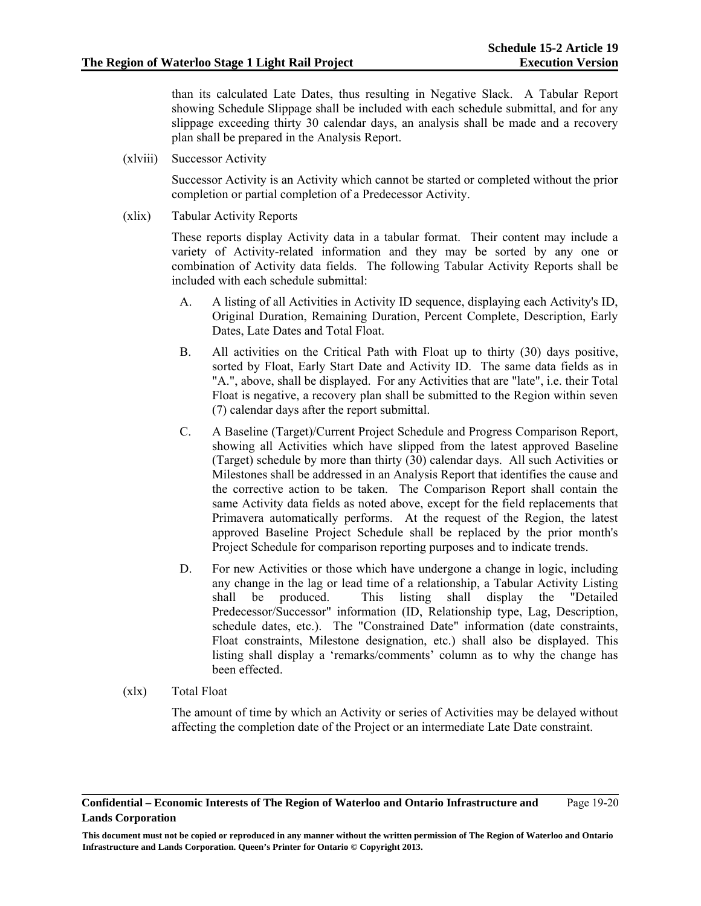than its calculated Late Dates, thus resulting in Negative Slack. A Tabular Report showing Schedule Slippage shall be included with each schedule submittal, and for any slippage exceeding thirty 30 calendar days, an analysis shall be made and a recovery plan shall be prepared in the Analysis Report.

(xlviii) Successor Activity

Successor Activity is an Activity which cannot be started or completed without the prior completion or partial completion of a Predecessor Activity.

(xlix) Tabular Activity Reports

These reports display Activity data in a tabular format. Their content may include a variety of Activity-related information and they may be sorted by any one or combination of Activity data fields. The following Tabular Activity Reports shall be included with each schedule submittal:

A. A listing of all Activities in Activity ID sequence, displaying each Activity's ID, Original Duration, Remaining Duration, Percent Complete, Description, Early Dates, Late Dates and Total Float.

B. All activities on the Critical Path with Float up to thirty (30) days positive, sorted by Float, Early Start Date and Activity ID. The same data fields as in "A.", above, shall be displayed. For any Activities that are "late", i.e. their Total Float is negative, a recovery plan shall be submitted to the Region within seven (7) calendar days after the report submittal.

C. A Baseline (Target)/Current Project Schedule and Progress Comparison Report, showing all Activities which have slipped from the latest approved Baseline (Target) schedule by more than thirty (30) calendar days. All such Activities or Milestones shall be addressed in an Analysis Report that identifies the cause and the corrective action to be taken. The Comparison Report shall contain the same Activity data fields as noted above, except for the field replacements that Primavera automatically performs. At the request of the Region, the latest approved Baseline Project Schedule shall be replaced by the prior month's Project Schedule for comparison reporting purposes and to indicate trends.

D. For new Activities or those which have undergone a change in logic, including any change in the lag or lead time of a relationship, a Tabular Activity Listing shall be produced. This listing shall display the "Detailed Predecessor/Successor" information (ID, Relationship type, Lag, Description, schedule dates, etc.). The "Constrained Date" information (date constraints, Float constraints, Milestone designation, etc.) shall also be displayed. This listing shall display a 'remarks/comments' column as to why the change has been effected.

(xlx) Total Float

The amount of time by which an Activity or series of Activities may be delayed without affecting the completion date of the Project or an intermediate Late Date constraint.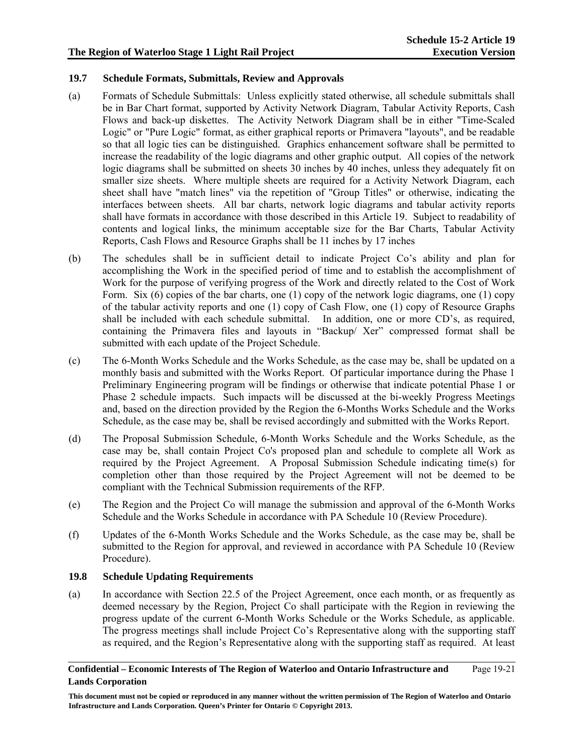### 19.7 Schedule Formats, Submittals, Review and Approvals

(a) Formats of Schedule Submittals: Unless explicitly stated otherwise, all schedule submittals shall be in Bar Chart format, supported by Activity Network Diagram, Tabular Activity Reports, Cash Flows and back-up diskettes. The Activity Network Diagram shall be in either "Time-Scaled Logic" or "Pure Logic" format, as either graphical reports or Primavera "layouts", and be readable so that all logic ties can be distinguished. Graphics enhancement software shall be permitted to increase the readability of the logic diagrams and other graphic output. All copies of the network logic diagrams shall be submitted on sheets 30 inches by 40 inches, unless they adequately fit on smaller size sheets. Where multiple sheets are required for a Activity Network Diagram, each sheet shall have "match lines" via the repetition of "Group Titles" or otherwise, indicating the interfaces between sheets. All bar charts, network logic diagrams and tabular activity reports shall have formats in accordance with those described in this Article 19. Subject to readability of contents and logical links, the minimum acceptable size for the Bar Charts, Tabular Activity Reports, Cash Flows and Resource Graphs shall be 11 inches by 17 inches

(b) The schedules shall be in sufficient detail to indicate Project Co's ability and plan for accomplishing the Work in the specified period of time and to establish the accomplishment of Work for the purpose of verifying progress of the Work and directly related to the Cost of Work Form. Six (6) copies of the bar charts, one (1) copy of the network logic diagrams, one (1) copy of the tabular activity reports and one (1) copy of Cash Flow, one (1) copy of Resource Graphs shall be included with each schedule submittal. In addition, one or more CD's, as required, containing the Primavera files and layouts in "Backup/ Xer" compressed format shall be submitted with each update of the Project Schedule.

(c) The 6-Month Works Schedule and the Works Schedule, as the case may be, shall be updated on a monthly basis and submitted with the Works Report. Of particular importance during the Phase 1 Preliminary Engineering program will be findings or otherwise that indicate potential Phase 1 or Phase 2 schedule impacts. Such impacts will be discussed at the bi-weekly Progress Meetings and, based on the direction provided by the Region the 6-Months Works Schedule and the Works Schedule, as the case may be, shall be revised accordingly and submitted with the Works Report.

(d) The Proposal Submission Schedule, 6-Month Works Schedule and the Works Schedule, as the case may be, shall contain Project Co's proposed plan and schedule to complete all Work as required by the Project Agreement. A Proposal Submission Schedule indicating time(s) for completion other than those required by the Project Agreement will not be deemed to be compliant with the Technical Submission requirements of the RFP.

(e) The Region and the Project Co will manage the submission and approval of the 6-Month Works Schedule and the Works Schedule in accordance with PA Schedule 10 (Review Procedure).

(f) Updates of the 6-Month Works Schedule and the Works Schedule, as the case may be, shall be submitted to the Region for approval, and reviewed in accordance with PA Schedule 10 (Review Procedure).

### 19.8 Schedule Updating Requirements

(a) In accordance with Section 22.5 of the Project Agreement, once each month, or as frequently as deemed necessary by the Region, Project Co shall participate with the Region in reviewing the progress update of the current 6-Month Works Schedule or the Works Schedule, as applicable. The progress meetings shall include Project Co's Representative along with the supporting staff as required, and the Region's Representative along with the supporting staff as required. At least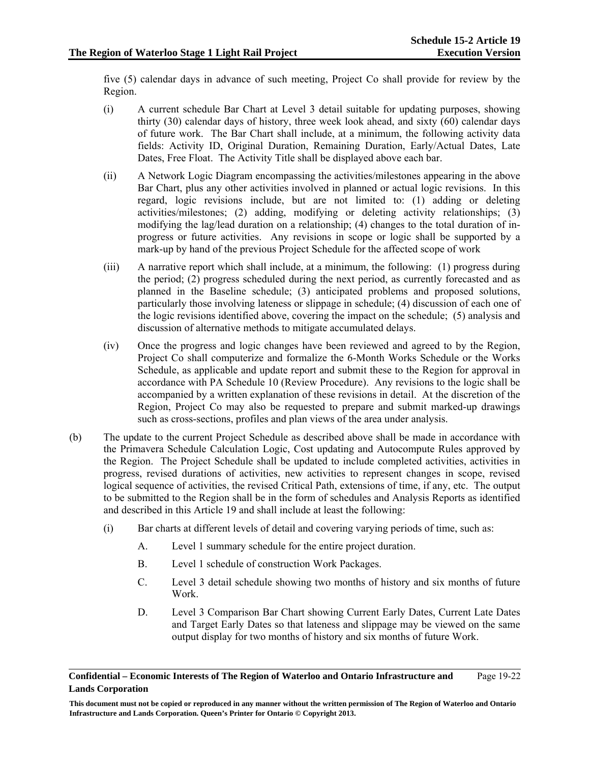five (5) calendar days in advance of such meeting, Project Co shall provide for review by the Region.

(i) A current schedule Bar Chart at Level 3 detail suitable for updating purposes, showing thirty (30) calendar days of history, three week look ahead, and sixty (60) calendar days of future work. The Bar Chart shall include, at a minimum, the following activity data fields: Activity ID, Original Duration, Remaining Duration, Early/Actual Dates, Late Dates, Free Float. The Activity Title shall be displayed above each bar.

(ii) A Network Logic Diagram encompassing the activities/milestones appearing in the above Bar Chart, plus any other activities involved in planned or actual logic revisions. In this regard, logic revisions include, but are not limited to: (1) adding or deleting activities/milestones; (2) adding, modifying or deleting activity relationships; (3) modifying the lag/lead duration on a relationship; (4) changes to the total duration of in-progress or future activities. Any revisions in scope or logic shall be supported by a mark-up by hand of the previous Project Schedule for the affected scope of work

(iii) A narrative report which shall include, at a minimum, the following: (1) progress during the period; (2) progress scheduled during the next period, as currently forecasted and as planned in the Baseline schedule; (3) anticipated problems and proposed solutions, particularly those involving lateness or slippage in schedule; (4) discussion of each one of the logic revisions identified above, covering the impact on the schedule; (5) analysis and discussion of alternative methods to mitigate accumulated delays.

(iv) Once the progress and logic changes have been reviewed and agreed to by the Region, Project Co shall computerize and formalize the 6-Month Works Schedule or the Works Schedule, as applicable and update report and submit these to the Region for approval in accordance with PA Schedule 10 (Review Procedure). Any revisions to the logic shall be accompanied by a written explanation of these revisions in detail. At the discretion of the Region, Project Co may also be requested to prepare and submit marked-up drawings such as cross-sections, profiles and plan views of the area under analysis.

(b) The update to the current Project Schedule as described above shall be made in accordance with the Primavera Schedule Calculation Logic, Cost updating and Autocompute Rules approved by the Region. The Project Schedule shall be updated to include completed activities, activities in progress, revised durations of activities, new activities to represent changes in scope, revised logical sequence of activities, the revised Critical Path, extensions of time, if any, etc. The output to be submitted to the Region shall be in the form of schedules and Analysis Reports as identified and described in this Article 19 and shall include at least the following:

(i) Bar charts at different levels of detail and covering varying periods of time, such as:

A. Level 1 summary schedule for the entire project duration.

B. Level 1 schedule of construction Work Packages.

C. Level 3 detail schedule showing two months of history and six months of future Work.

D. Level 3 Comparison Bar Chart showing Current Early Dates, Current Late Dates and Target Early Dates so that lateness and slippage may be viewed on the same output display for two months of history and six months of future Work.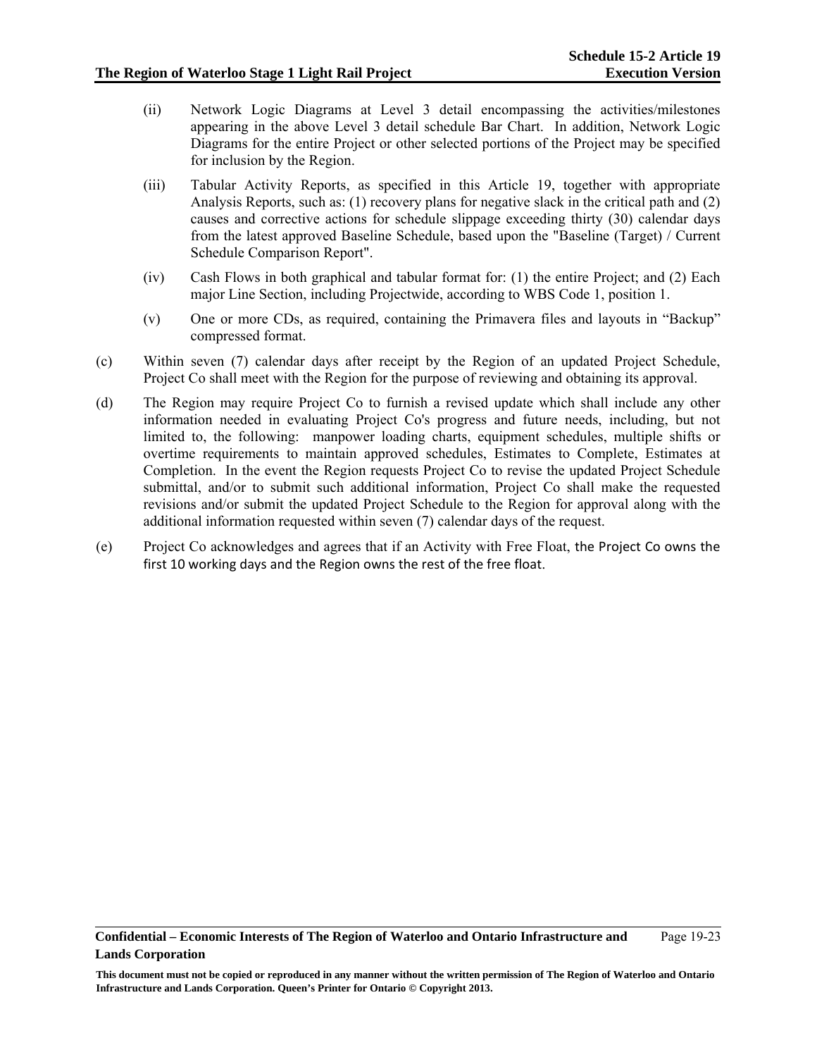(ii) Network Logic Diagrams at Level 3 detail encompassing the activities/milestones appearing in the above Level 3 detail schedule Bar Chart. In addition, Network Logic Diagrams for the entire Project or other selected portions of the Project may be specified for inclusion by the Region.

(iii) Tabular Activity Reports, as specified in this Article 19, together with appropriate Analysis Reports, such as: (1) recovery plans for negative slack in the critical path and (2) causes and corrective actions for schedule slippage exceeding thirty (30) calendar days from the latest approved Baseline Schedule, based upon the "Baseline (Target) / Current Schedule Comparison Report".

(iv) Cash Flows in both graphical and tabular format for: (1) the entire Project; and (2) Each major Line Section, including Projectwide, according to WBS Code 1, position 1.

(v) One or more CDs, as required, containing the Primavera files and layouts in "Backup" compressed format.

(c) Within seven (7) calendar days after receipt by the Region of an updated Project Schedule, Project Co shall meet with the Region for the purpose of reviewing and obtaining its approval.

(d) The Region may require Project Co to furnish a revised update which shall include any other information needed in evaluating Project Co's progress and future needs, including, but not limited to, the following: manpower loading charts, equipment schedules, multiple shifts or overtime requirements to maintain approved schedules, Estimates to Complete, Estimates at Completion. In the event the Region requests Project Co to revise the updated Project Schedule submittal, and/or to submit such additional information, Project Co shall make the requested revisions and/or submit the updated Project Schedule to the Region for approval along with the additional information requested within seven (7) calendar days of the request.

(e) Project Co acknowledges and agrees that if an Activity with Free Float, the Project Co owns the first 10 working days and the Region owns the rest of the free float.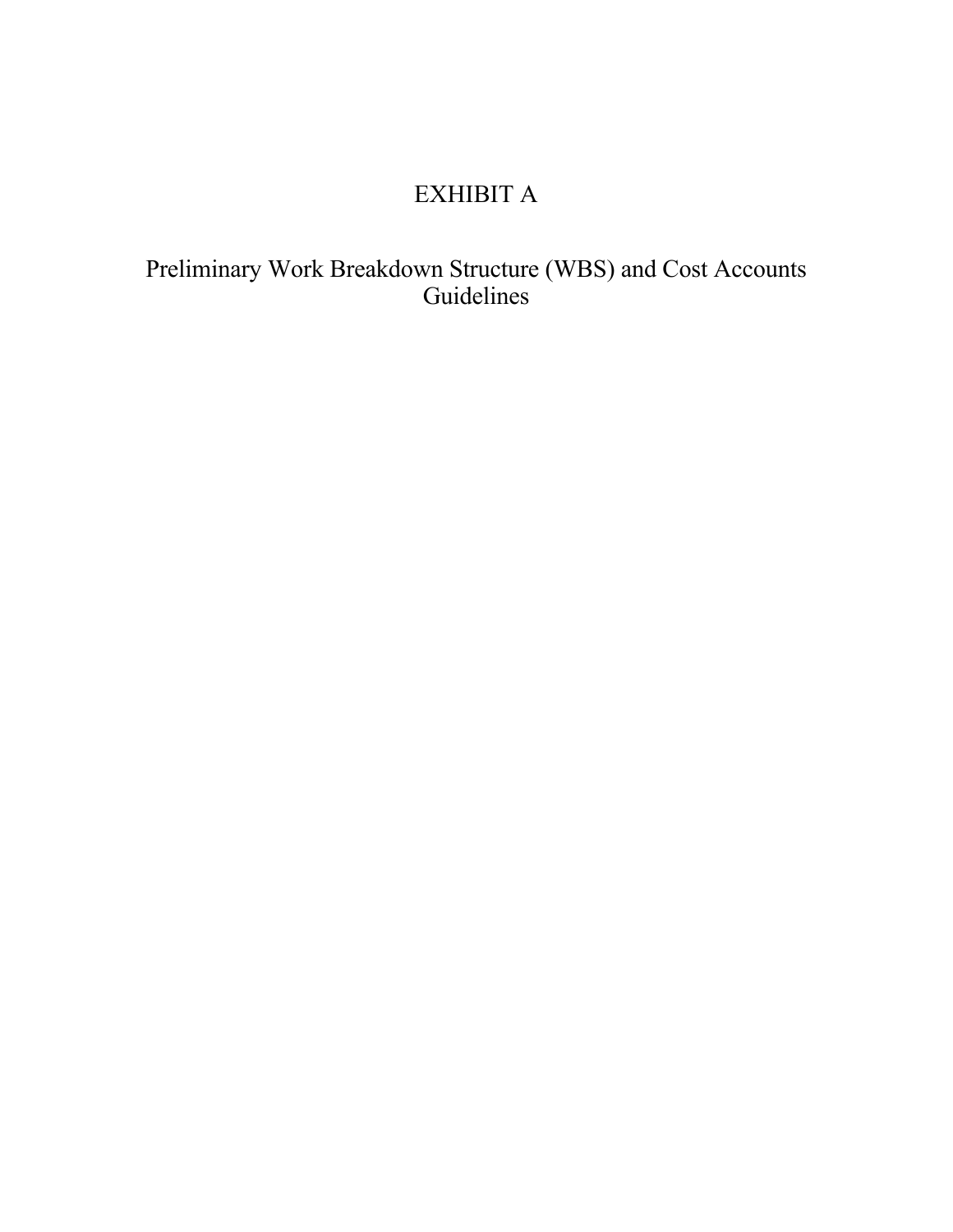# EXHIBIT A

## Preliminary Work Breakdown Structure (WBS) and Cost Accounts Guidelines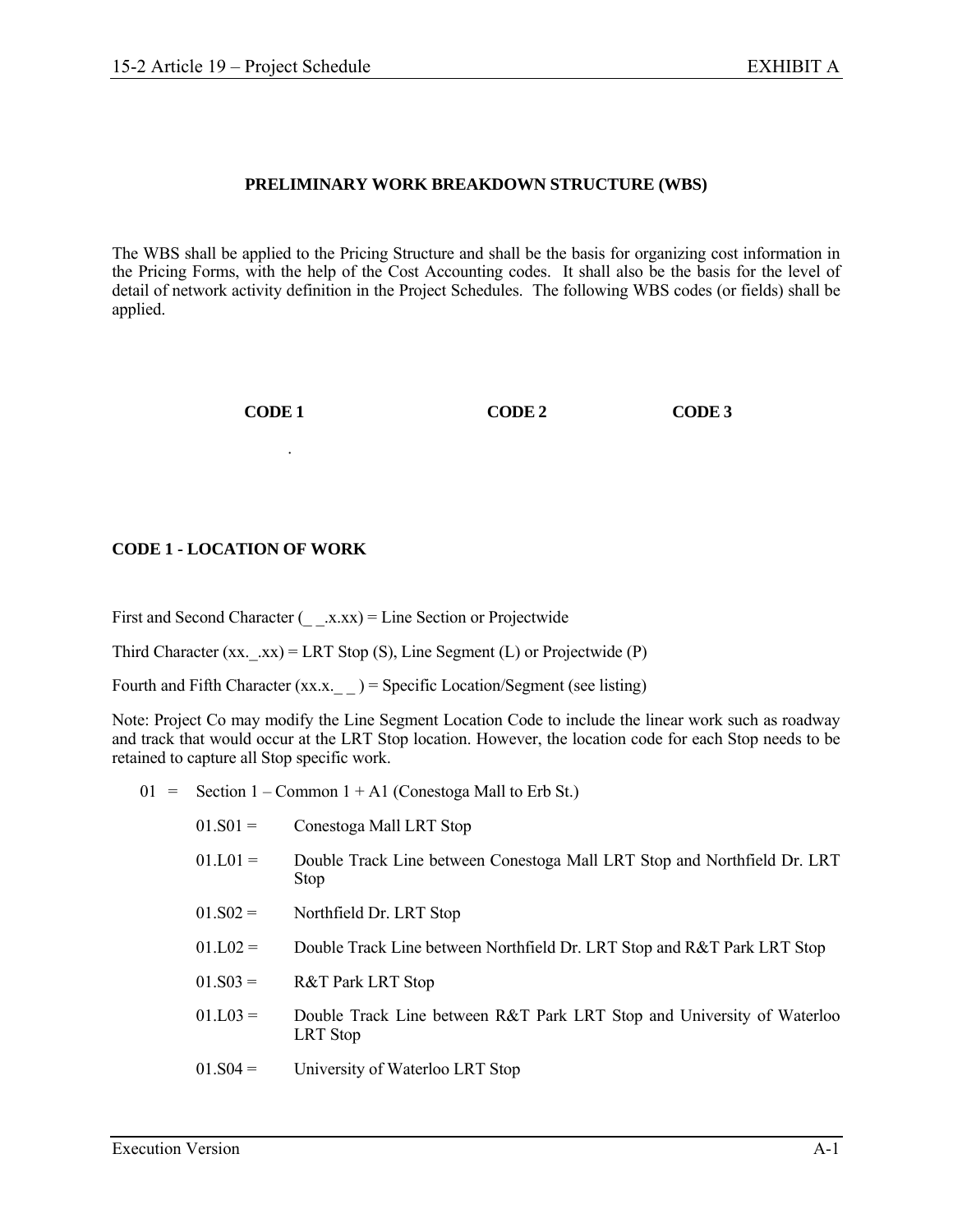**PRELIMINARY WORK BREAKDOWN STRUCTURE (WBS)**

The WBS shall be applied to the Pricing Structure and shall be the basis for organizing cost information in the Pricing Forms, with the help of the Cost Accounting codes. It shall also be the basis for the level of detail of network activity definition in the Project Schedules. The following WBS codes (or fields) shall be applied.

**CODE 1** **CODE 2** **CODE 3**

.

**CODE 1 - LOCATION OF WORK**

First and Second Character (_ _.x.xx) = Line Section or Projectwide

Third Character (xx._.xx) = LRT Stop (S), Line Segment (L) or Projectwide (P)

Fourth and Fifth Character (xx.x._ _ ) = Specific Location/Segment (see listing)

Note: Project Co may modify the Line Segment Location Code to include the linear work such as roadway and track that would occur at the LRT Stop location. However, the location code for each Stop needs to be retained to capture all Stop specific work.

01 = Section 1 – Common 1 + A1 (Conestoga Mall to Erb St.)

- 01.S01 = Conestoga Mall LRT Stop
- 01.L01 = Double Track Line between Conestoga Mall LRT Stop and Northfield Dr. LRT Stop
- 01.S02 = Northfield Dr. LRT Stop
- 01.L02 = Double Track Line between Northfield Dr. LRT Stop and R&T Park LRT Stop
- 01.S03 = R&T Park LRT Stop
- 01.L03 = Double Track Line between R&T Park LRT Stop and University of Waterloo LRT Stop
- 01.S04 = University of Waterloo LRT Stop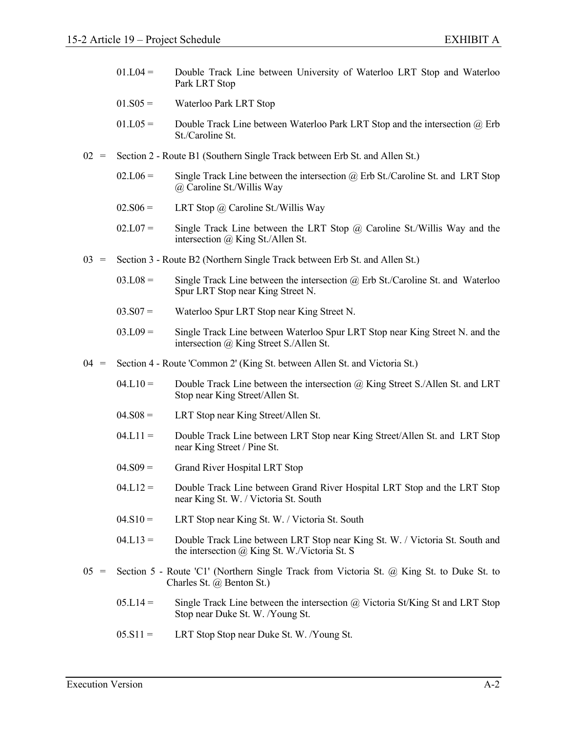01.L04 = Double Track Line between University of Waterloo LRT Stop and Waterloo Park LRT Stop

01.S05 = Waterloo Park LRT Stop

01.L05 = Double Track Line between Waterloo Park LRT Stop and the intersection @ Erb St./Caroline St.

02 = Section 2 - Route B1 (Southern Single Track between Erb St. and Allen St.)

02.L06 = Single Track Line between the intersection @ Erb St./Caroline St. and LRT Stop @ Caroline St./Willis Way

02.S06 = LRT Stop @ Caroline St./Willis Way

02.L07 = Single Track Line between the LRT Stop @ Caroline St./Willis Way and the intersection @ King St./Allen St.

03 = Section 3 - Route B2 (Northern Single Track between Erb St. and Allen St.)

03.L08 = Single Track Line between the intersection @ Erb St./Caroline St. and Waterloo Spur LRT Stop near King Street N.

03.S07 = Waterloo Spur LRT Stop near King Street N.

03.L09 = Single Track Line between Waterloo Spur LRT Stop near King Street N. and the intersection @ King Street S./Allen St.

04 = Section 4 - Route 'Common 2' (King St. between Allen St. and Victoria St.)

04.L10 = Double Track Line between the intersection @ King Street S./Allen St. and LRT Stop near King Street/Allen St.

04.S08 = LRT Stop near King Street/Allen St.

04.L11 = Double Track Line between LRT Stop near King Street/Allen St. and LRT Stop near King Street / Pine St.

04.S09 = Grand River Hospital LRT Stop

04.L12 = Double Track Line between Grand River Hospital LRT Stop and the LRT Stop near King St. W. / Victoria St. South

04.S10 = LRT Stop near King St. W. / Victoria St. South

04.L13 = Double Track Line between LRT Stop near King St. W. / Victoria St. South and the intersection @ King St. W./Victoria St. S

05 = Section 5 - Route 'C1' (Northern Single Track from Victoria St. @ King St. to Duke St. to Charles St. @ Benton St.)

05.L14 = Single Track Line between the intersection @ Victoria St/King St and LRT Stop Stop near Duke St. W. /Young St.

05.S11 = LRT Stop Stop near Duke St. W. /Young St.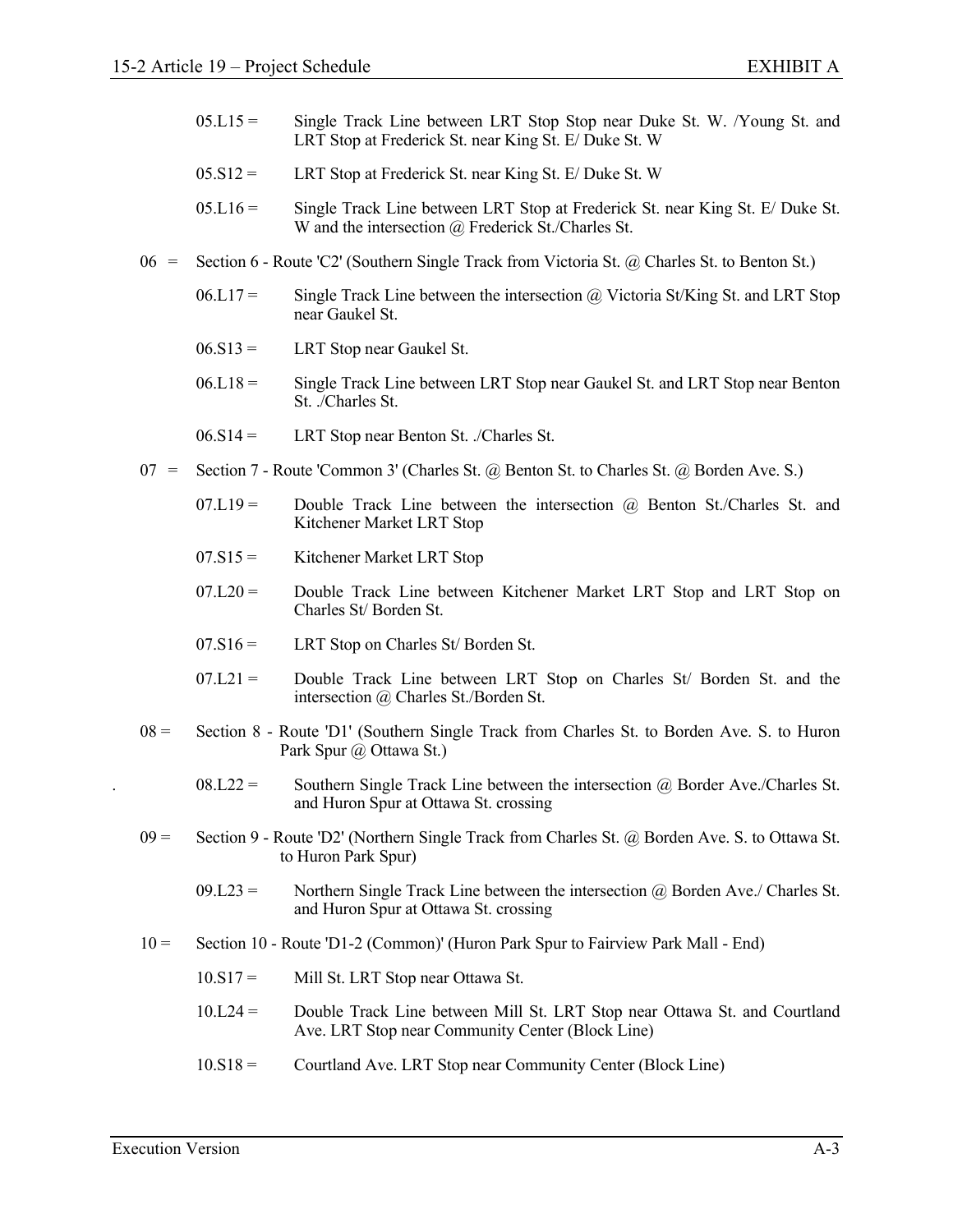05.L15 = Single Track Line between LRT Stop Stop near Duke St. W. /Young St. and LRT Stop at Frederick St. near King St. E/ Duke St. W

05.S12 = LRT Stop at Frederick St. near King St. E/ Duke St. W

05.L16 = Single Track Line between LRT Stop at Frederick St. near King St. E/ Duke St. W and the intersection @ Frederick St./Charles St.

06 = Section 6 - Route 'C2' (Southern Single Track from Victoria St. @ Charles St. to Benton St.)

06.L17 = Single Track Line between the intersection @ Victoria St/King St. and LRT Stop near Gaukel St.

06.S13 = LRT Stop near Gaukel St.

06.L18 = Single Track Line between LRT Stop near Gaukel St. and LRT Stop near Benton St. ./Charles St.

06.S14 = LRT Stop near Benton St. ./Charles St.

07 = Section 7 - Route 'Common 3' (Charles St. @ Benton St. to Charles St. @ Borden Ave. S.)

07.L19 = Double Track Line between the intersection @ Benton St./Charles St. and Kitchener Market LRT Stop

07.S15 = Kitchener Market LRT Stop

07.L20 = Double Track Line between Kitchener Market LRT Stop and LRT Stop on Charles St/ Borden St.

07.S16 = LRT Stop on Charles St/ Borden St.

07.L21 = Double Track Line between LRT Stop on Charles St/ Borden St. and the intersection @ Charles St./Borden St.

08 = Section 8 - Route 'D1' (Southern Single Track from Charles St. to Borden Ave. S. to Huron Park Spur @ Ottawa St.)

. 08.L22 = Southern Single Track Line between the intersection @ Border Ave./Charles St. and Huron Spur at Ottawa St. crossing

09 = Section 9 - Route 'D2' (Northern Single Track from Charles St. @ Borden Ave. S. to Ottawa St. to Huron Park Spur)

09.L23 = Northern Single Track Line between the intersection @ Borden Ave./ Charles St. and Huron Spur at Ottawa St. crossing

10 = Section 10 - Route 'D1-2 (Common)' (Huron Park Spur to Fairview Park Mall - End)

10.S17 = Mill St. LRT Stop near Ottawa St.

10.L24 = Double Track Line between Mill St. LRT Stop near Ottawa St. and Courtland Ave. LRT Stop near Community Center (Block Line)

10.S18 = Courtland Ave. LRT Stop near Community Center (Block Line)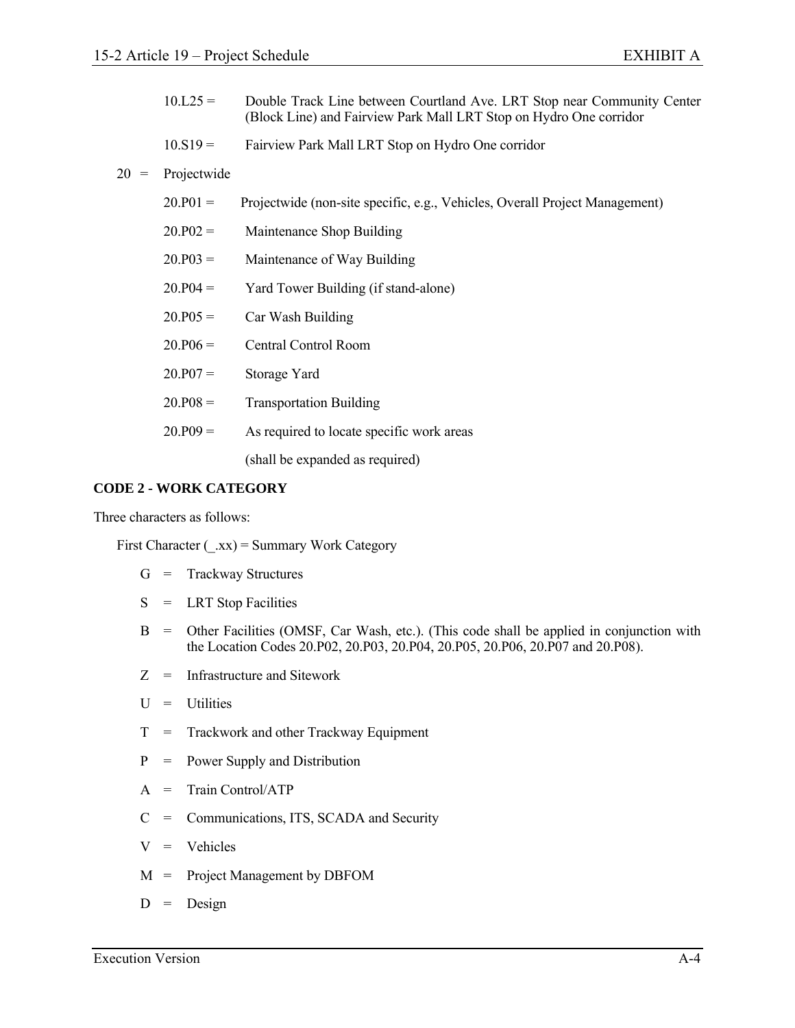10.L25 = Double Track Line between Courtland Ave. LRT Stop near Community Center (Block Line) and Fairview Park Mall LRT Stop on Hydro One corridor

10.S19 = Fairview Park Mall LRT Stop on Hydro One corridor

20 = Projectwide

20.P01 = Projectwide (non-site specific, e.g., Vehicles, Overall Project Management)

20.P02 = Maintenance Shop Building

20.P03 = Maintenance of Way Building

20.P04 = Yard Tower Building (if stand-alone)

20.P05 = Car Wash Building

20.P06 = Central Control Room

20.P07 = Storage Yard

20.P08 = Transportation Building

20.P09 = As required to locate specific work areas

(shall be expanded as required)

**CODE 2 - WORK CATEGORY**

Three characters as follows:

First Character (_.xx) = Summary Work Category

G = Trackway Structures

S = LRT Stop Facilities

B = Other Facilities (OMSF, Car Wash, etc.). (This code shall be applied in conjunction with the Location Codes 20.P02, 20.P03, 20.P04, 20.P05, 20.P06, 20.P07 and 20.P08).

Z = Infrastructure and Sitework

U = Utilities

T = Trackwork and other Trackway Equipment

P = Power Supply and Distribution

A = Train Control/ATP

C = Communications, ITS, SCADA and Security

V = Vehicles

M = Project Management by DBFOM

D = Design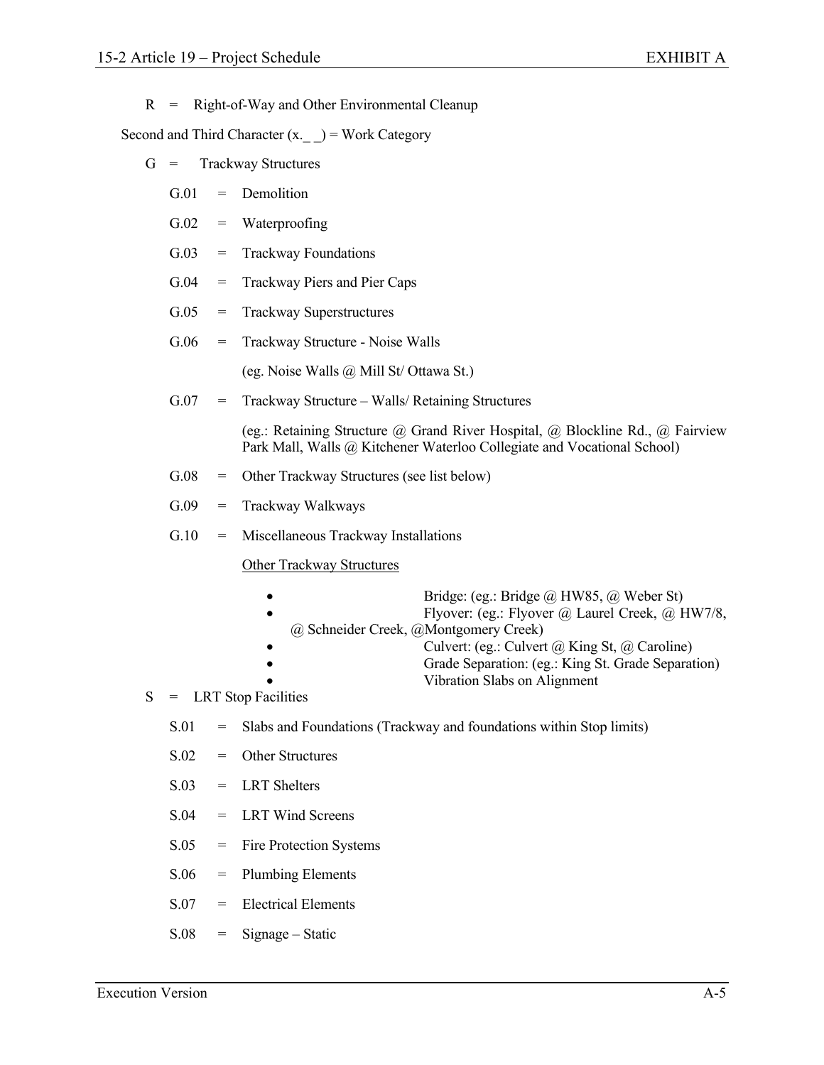R = Right-of-Way and Other Environmental Cleanup

Second and Third Character (x._ _) = Work Category

G = Trackway Structures

- G.01 = Demolition
- G.02 = Waterproofing
- G.03 = Trackway Foundations
- G.04 = Trackway Piers and Pier Caps
- G.05 = Trackway Superstructures
- G.06 = Trackway Structure - Noise Walls

  (eg. Noise Walls @ Mill St/ Ottawa St.)
- G.07 = Trackway Structure – Walls/ Retaining Structures

  (eg.: Retaining Structure @ Grand River Hospital, @ Blockline Rd., @ Fairview Park Mall, Walls @ Kitchener Waterloo Collegiate and Vocational School)
- G.08 = Other Trackway Structures (see list below)
- G.09 = Trackway Walkways
- G.10 = Miscellaneous Trackway Installations

  <u>Other Trackway Structures</u>

  - Bridge: (eg.: Bridge @ HW85, @ Weber St)
  - Flyover: (eg.: Flyover @ Laurel Creek, @ HW7/8, @ Schneider Creek, @Montgomery Creek)
  - Culvert: (eg.: Culvert @ King St, @ Caroline)
  - Grade Separation: (eg.: King St. Grade Separation)
  - Vibration Slabs on Alignment

S = LRT Stop Facilities

- S.01 = Slabs and Foundations (Trackway and foundations within Stop limits)
- S.02 = Other Structures
- S.03 = LRT Shelters
- S.04 = LRT Wind Screens
- S.05 = Fire Protection Systems
- S.06 = Plumbing Elements
- S.07 = Electrical Elements
- S.08 = Signage – Static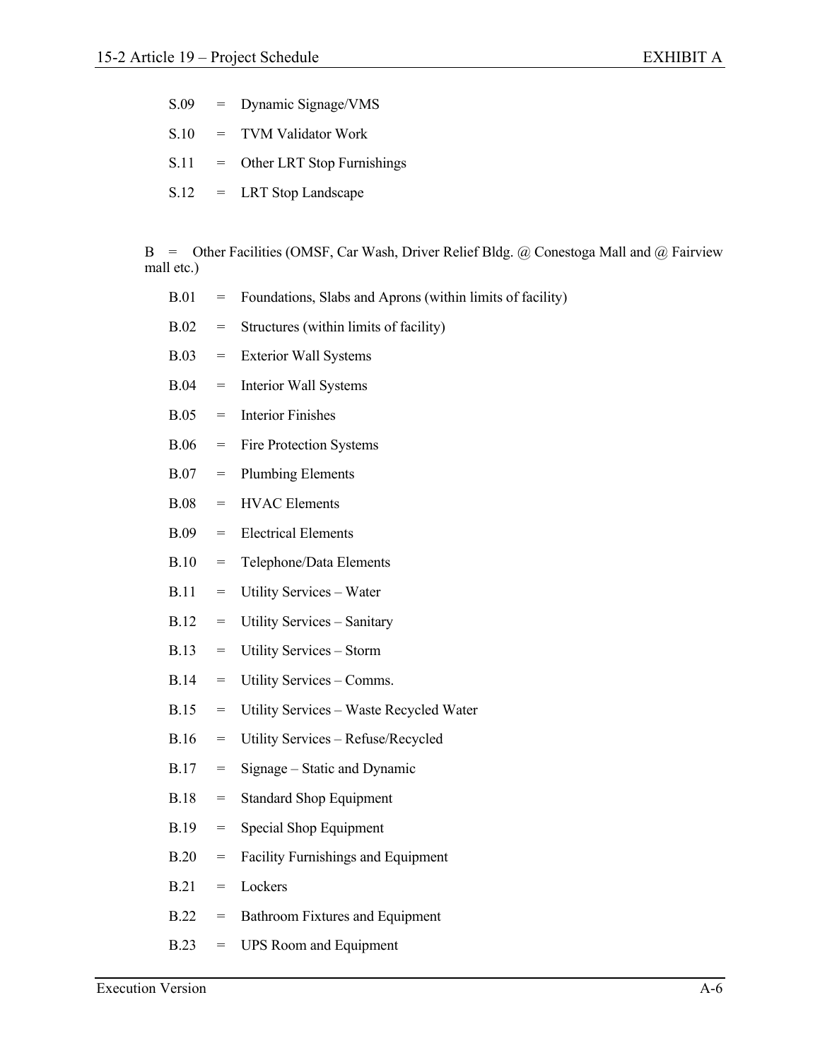S.09 = Dynamic Signage/VMS

S.10 = TVM Validator Work

S.11 = Other LRT Stop Furnishings

S.12 = LRT Stop Landscape

B = Other Facilities (OMSF, Car Wash, Driver Relief Bldg. @ Conestoga Mall and @ Fairview mall etc.)

B.01 = Foundations, Slabs and Aprons (within limits of facility)

B.02 = Structures (within limits of facility)

B.03 = Exterior Wall Systems

B.04 = Interior Wall Systems

B.05 = Interior Finishes

B.06 = Fire Protection Systems

B.07 = Plumbing Elements

B.08 = HVAC Elements

B.09 = Electrical Elements

B.10 = Telephone/Data Elements

B.11 = Utility Services – Water

B.12 = Utility Services – Sanitary

B.13 = Utility Services – Storm

B.14 = Utility Services – Comms.

B.15 = Utility Services – Waste Recycled Water

B.16 = Utility Services – Refuse/Recycled

B.17 = Signage – Static and Dynamic

B.18 = Standard Shop Equipment

B.19 = Special Shop Equipment

B.20 = Facility Furnishings and Equipment

B.21 = Lockers

B.22 = Bathroom Fixtures and Equipment

B.23 = UPS Room and Equipment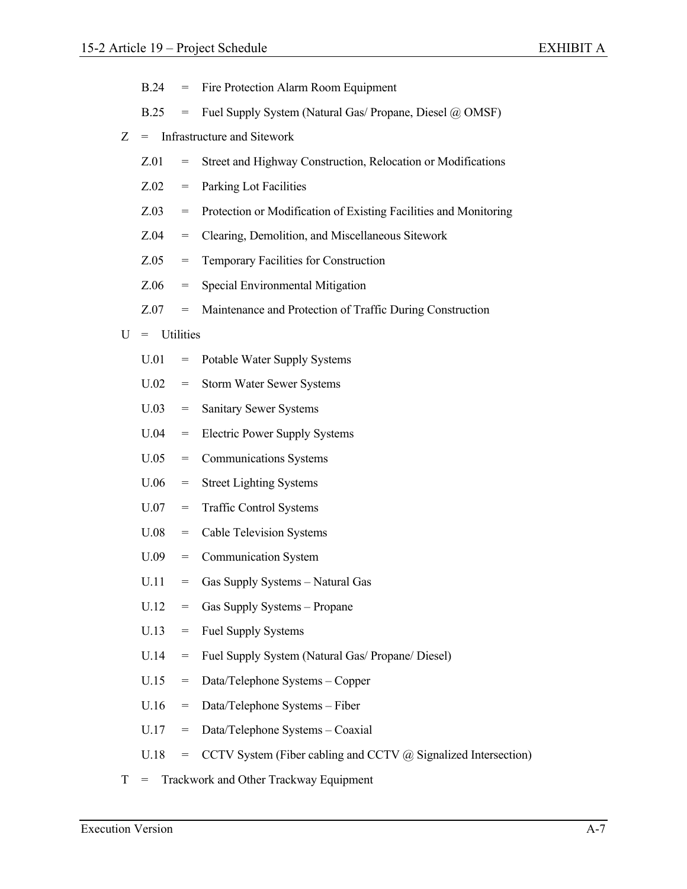- B.24 = Fire Protection Alarm Room Equipment
- B.25 = Fuel Supply System (Natural Gas/ Propane, Diesel @ OMSF)

Z = Infrastructure and Sitework

- Z.01 = Street and Highway Construction, Relocation or Modifications
- Z.02 = Parking Lot Facilities
- Z.03 = Protection or Modification of Existing Facilities and Monitoring
- Z.04 = Clearing, Demolition, and Miscellaneous Sitework
- Z.05 = Temporary Facilities for Construction
- Z.06 = Special Environmental Mitigation
- Z.07 = Maintenance and Protection of Traffic During Construction

U = Utilities

- U.01 = Potable Water Supply Systems
- U.02 = Storm Water Sewer Systems
- U.03 = Sanitary Sewer Systems
- U.04 = Electric Power Supply Systems
- U.05 = Communications Systems
- U.06 = Street Lighting Systems
- U.07 = Traffic Control Systems
- U.08 = Cable Television Systems
- U.09 = Communication System
- U.11 = Gas Supply Systems – Natural Gas
- U.12 = Gas Supply Systems – Propane
- U.13 = Fuel Supply Systems
- U.14 = Fuel Supply System (Natural Gas/ Propane/ Diesel)
- U.15 = Data/Telephone Systems – Copper
- U.16 = Data/Telephone Systems – Fiber
- U.17 = Data/Telephone Systems – Coaxial
- U.18 = CCTV System (Fiber cabling and CCTV @ Signalized Intersection)

T = Trackwork and Other Trackway Equipment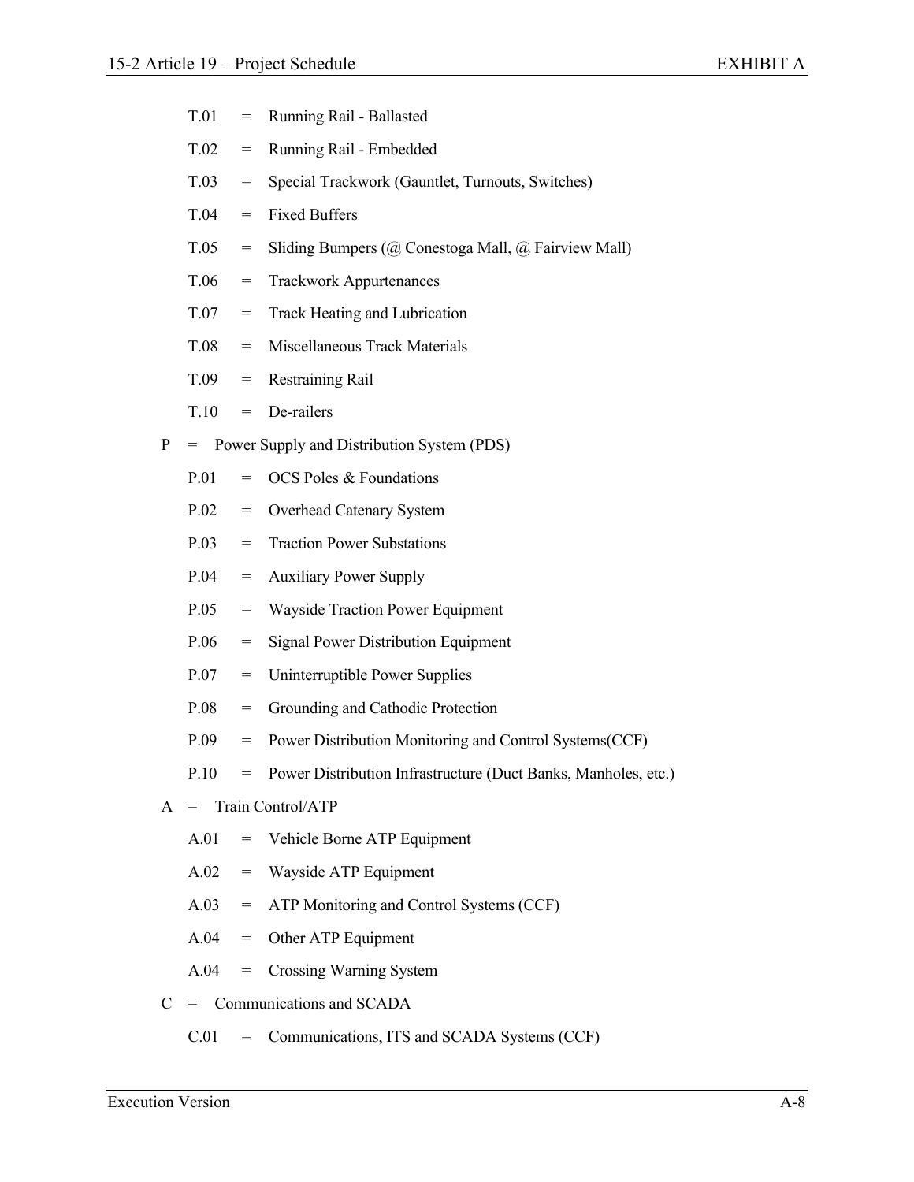- T.01 = Running Rail - Ballasted
- T.02 = Running Rail - Embedded
- T.03 = Special Trackwork (Gauntlet, Turnouts, Switches)
- T.04 = Fixed Buffers
- T.05 = Sliding Bumpers (@ Conestoga Mall, @ Fairview Mall)
- T.06 = Trackwork Appurtenances
- T.07 = Track Heating and Lubrication
- T.08 = Miscellaneous Track Materials
- T.09 = Restraining Rail
- T.10 = De-railers

P = Power Supply and Distribution System (PDS)

- P.01 = OCS Poles & Foundations
- P.02 = Overhead Catenary System
- P.03 = Traction Power Substations
- P.04 = Auxiliary Power Supply
- P.05 = Wayside Traction Power Equipment
- P.06 = Signal Power Distribution Equipment
- P.07 = Uninterruptible Power Supplies
- P.08 = Grounding and Cathodic Protection
- P.09 = Power Distribution Monitoring and Control Systems(CCF)
- P.10 = Power Distribution Infrastructure (Duct Banks, Manholes, etc.)

A = Train Control/ATP

- A.01 = Vehicle Borne ATP Equipment
- A.02 = Wayside ATP Equipment
- A.03 = ATP Monitoring and Control Systems (CCF)
- A.04 = Other ATP Equipment
- A.04 = Crossing Warning System

C = Communications and SCADA

- C.01 = Communications, ITS and SCADA Systems (CCF)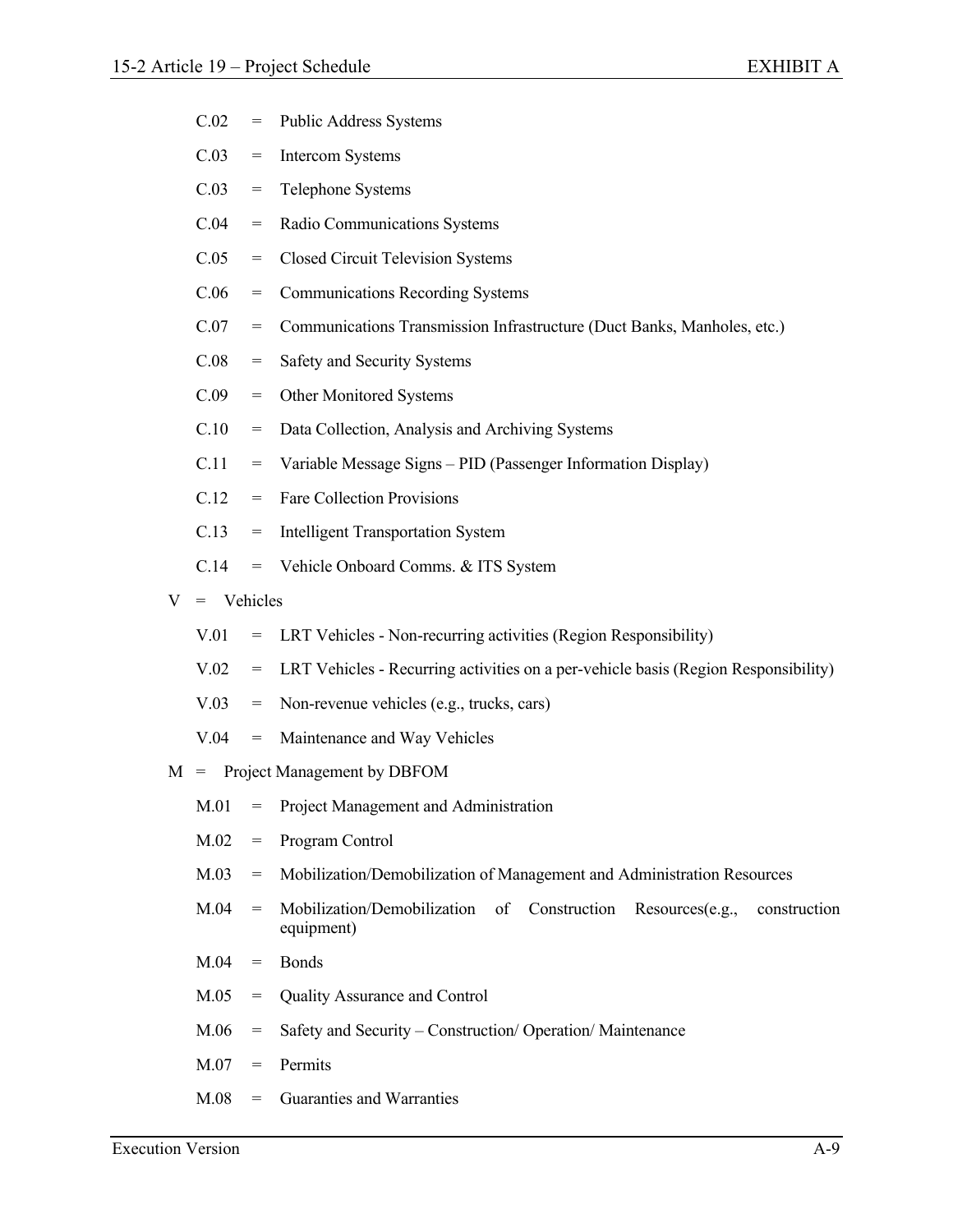- C.02 = Public Address Systems
- C.03 = Intercom Systems
- C.03 = Telephone Systems
- C.04 = Radio Communications Systems
- C.05 = Closed Circuit Television Systems
- C.06 = Communications Recording Systems
- C.07 = Communications Transmission Infrastructure (Duct Banks, Manholes, etc.)
- C.08 = Safety and Security Systems
- C.09 = Other Monitored Systems
- C.10 = Data Collection, Analysis and Archiving Systems
- C.11 = Variable Message Signs – PID (Passenger Information Display)
- C.12 = Fare Collection Provisions
- C.13 = Intelligent Transportation System
- C.14 = Vehicle Onboard Comms. & ITS System

V = Vehicles

- V.01 = LRT Vehicles - Non-recurring activities (Region Responsibility)
- V.02 = LRT Vehicles - Recurring activities on a per-vehicle basis (Region Responsibility)
- V.03 = Non-revenue vehicles (e.g., trucks, cars)
- V.04 = Maintenance and Way Vehicles

M = Project Management by DBFOM

- M.01 = Project Management and Administration
- M.02 = Program Control
- M.03 = Mobilization/Demobilization of Management and Administration Resources
- M.04 = Mobilization/Demobilization of Construction Resources(e.g., construction equipment)
- M.04 = Bonds
- M.05 = Quality Assurance and Control
- M.06 = Safety and Security – Construction/ Operation/ Maintenance
- M.07 = Permits
- M.08 = Guaranties and Warranties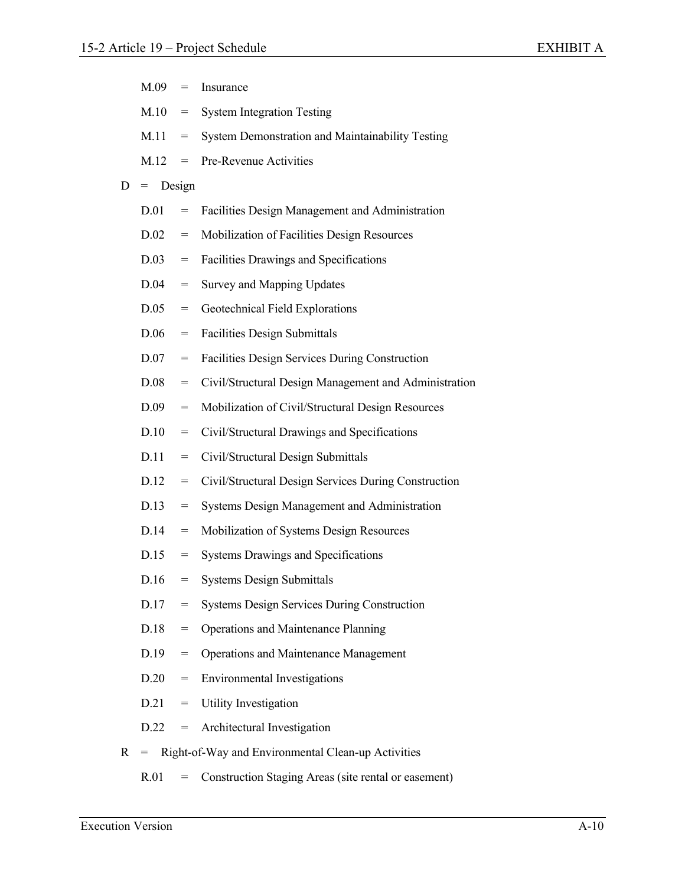- M.09 = Insurance
- M.10 = System Integration Testing
- M.11 = System Demonstration and Maintainability Testing
- M.12 = Pre-Revenue Activities

D = Design

- D.01 = Facilities Design Management and Administration
- D.02 = Mobilization of Facilities Design Resources
- D.03 = Facilities Drawings and Specifications
- D.04 = Survey and Mapping Updates
- D.05 = Geotechnical Field Explorations
- D.06 = Facilities Design Submittals
- D.07 = Facilities Design Services During Construction
- D.08 = Civil/Structural Design Management and Administration
- D.09 = Mobilization of Civil/Structural Design Resources
- D.10 = Civil/Structural Drawings and Specifications
- D.11 = Civil/Structural Design Submittals
- D.12 = Civil/Structural Design Services During Construction
- D.13 = Systems Design Management and Administration
- D.14 = Mobilization of Systems Design Resources
- D.15 = Systems Drawings and Specifications
- D.16 = Systems Design Submittals
- D.17 = Systems Design Services During Construction
- D.18 = Operations and Maintenance Planning
- D.19 = Operations and Maintenance Management
- D.20 = Environmental Investigations
- D.21 = Utility Investigation
- D.22 = Architectural Investigation

R = Right-of-Way and Environmental Clean-up Activities

- R.01 = Construction Staging Areas (site rental or easement)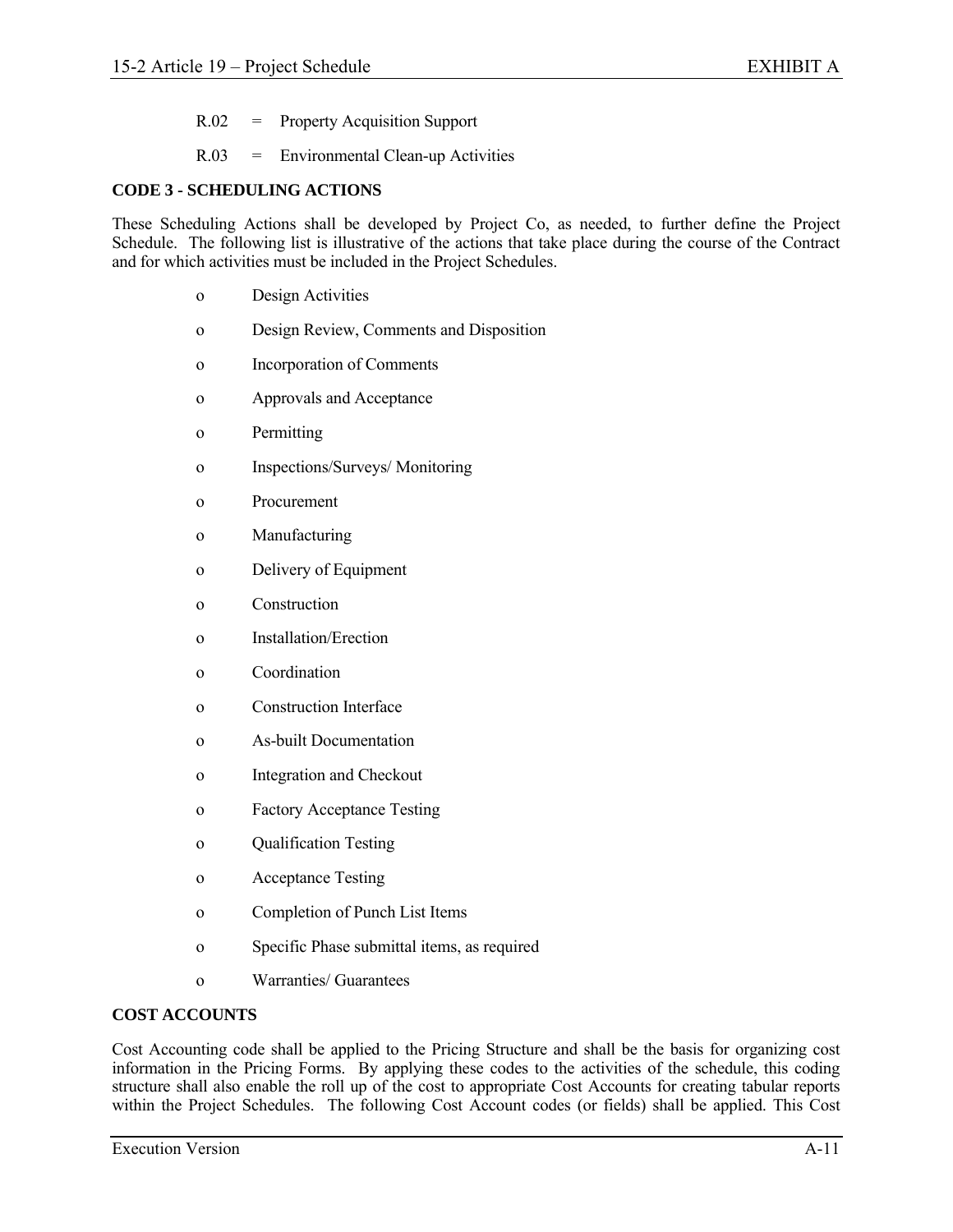R.02 = Property Acquisition Support

R.03 = Environmental Clean-up Activities

**CODE 3 - SCHEDULING ACTIONS**

These Scheduling Actions shall be developed by Project Co, as needed, to further define the Project Schedule. The following list is illustrative of the actions that take place during the course of the Contract and for which activities must be included in the Project Schedules.

- Design Activities
- Design Review, Comments and Disposition
- Incorporation of Comments
- Approvals and Acceptance
- Permitting
- Inspections/Surveys/ Monitoring
- Procurement
- Manufacturing
- Delivery of Equipment
- Construction
- Installation/Erection
- Coordination
- Construction Interface
- As-built Documentation
- Integration and Checkout
- Factory Acceptance Testing
- Qualification Testing
- Acceptance Testing
- Completion of Punch List Items
- Specific Phase submittal items, as required
- Warranties/ Guarantees

**COST ACCOUNTS**

Cost Accounting code shall be applied to the Pricing Structure and shall be the basis for organizing cost information in the Pricing Forms. By applying these codes to the activities of the schedule, this coding structure shall also enable the roll up of the cost to appropriate Cost Accounts for creating tabular reports within the Project Schedules. The following Cost Account codes (or fields) shall be applied. This Cost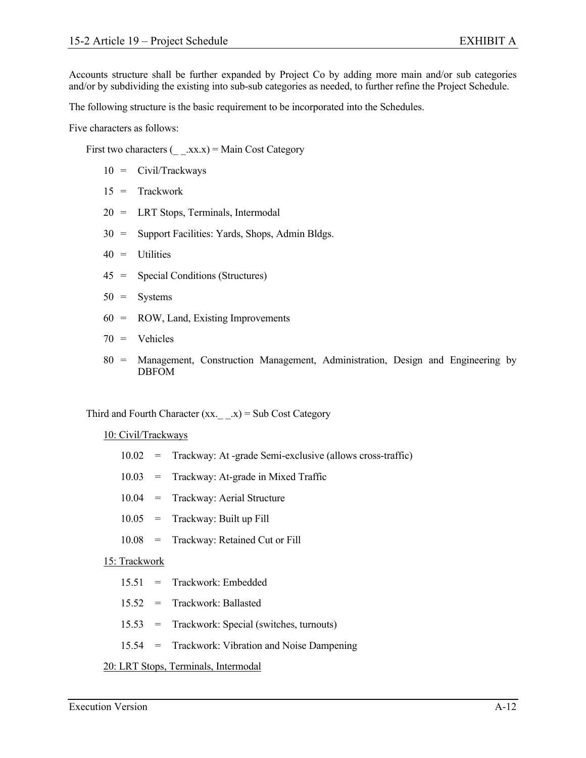Accounts structure shall be further expanded by Project Co by adding more main and/or sub categories and/or by subdividing the existing into sub-sub categories as needed, to further refine the Project Schedule.

The following structure is the basic requirement to be incorporated into the Schedules.

Five characters as follows:

First two characters (_ _.xx.x) = Main Cost Category

- 10 = Civil/Trackways
- 15 = Trackwork
- 20 = LRT Stops, Terminals, Intermodal
- 30 = Support Facilities: Yards, Shops, Admin Bldgs.
- 40 = Utilities
- 45 = Special Conditions (Structures)
- 50 = Systems
- 60 = ROW, Land, Existing Improvements
- 70 = Vehicles
- 80 = Management, Construction Management, Administration, Design and Engineering by DBFOM

Third and Fourth Character (xx._ _.x) = Sub Cost Category

<u>10: Civil/Trackways</u>

- 10.02 = Trackway: At -grade Semi-exclusive (allows cross-traffic)
- 10.03 = Trackway: At-grade in Mixed Traffic
- 10.04 = Trackway: Aerial Structure
- 10.05 = Trackway: Built up Fill
- 10.08 = Trackway: Retained Cut or Fill

<u>15: Trackwork</u>

- 15.51 = Trackwork: Embedded
- 15.52 = Trackwork: Ballasted
- 15.53 = Trackwork: Special (switches, turnouts)
- 15.54 = Trackwork: Vibration and Noise Dampening

<u>20: LRT Stops, Terminals, Intermodal</u>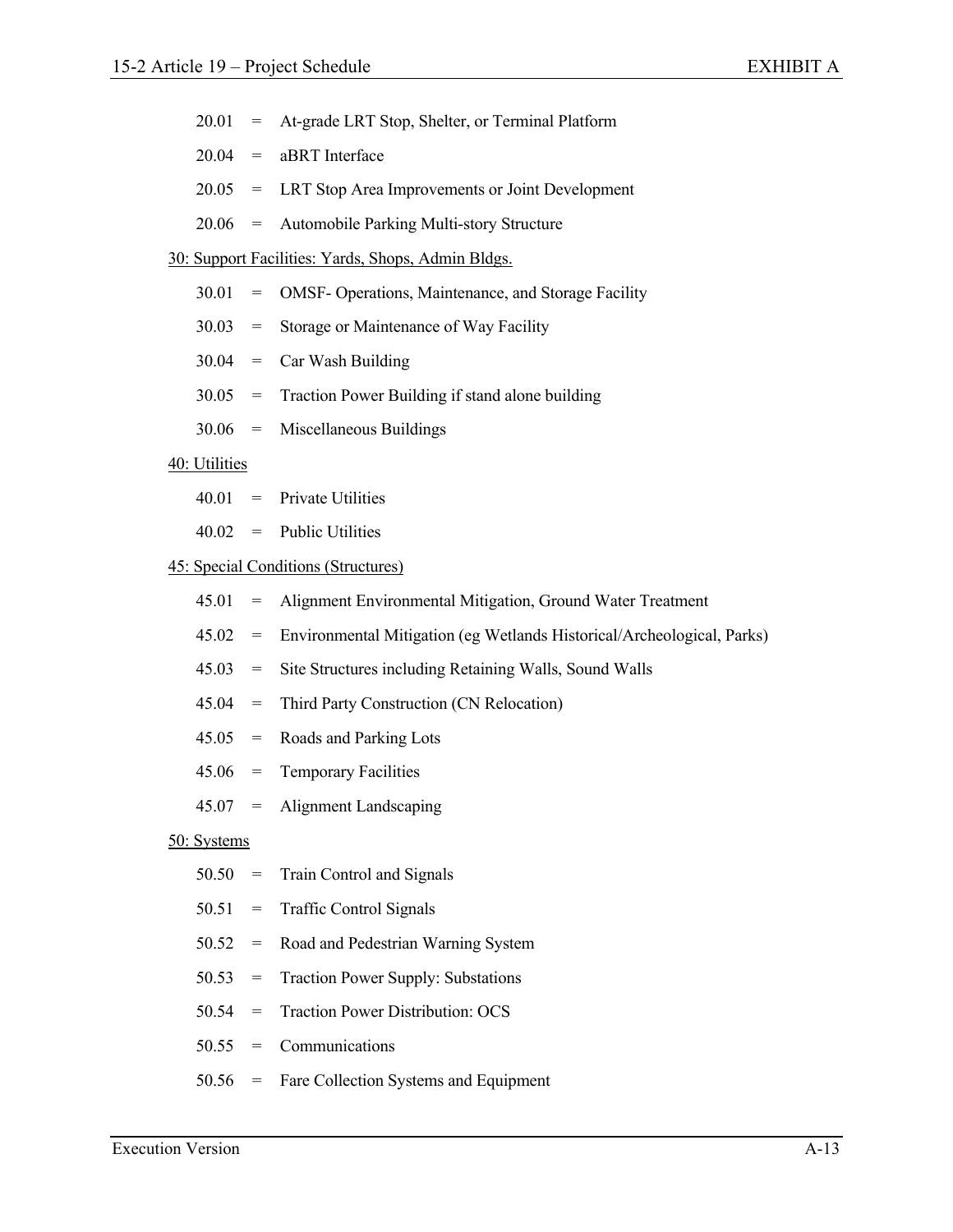20.01 = At-grade LRT Stop, Shelter, or Terminal Platform

20.04 = aBRT Interface

20.05 = LRT Stop Area Improvements or Joint Development

20.06 = Automobile Parking Multi-story Structure

<u>30: Support Facilities: Yards, Shops, Admin Bldgs.</u>

30.01 = OMSF- Operations, Maintenance, and Storage Facility

30.03 = Storage or Maintenance of Way Facility

30.04 = Car Wash Building

30.05 = Traction Power Building if stand alone building

30.06 = Miscellaneous Buildings

<u>40: Utilities</u>

40.01 = Private Utilities

40.02 = Public Utilities

<u>45: Special Conditions (Structures)</u>

45.01 = Alignment Environmental Mitigation, Ground Water Treatment

45.02 = Environmental Mitigation (eg Wetlands Historical/Archeological, Parks)

45.03 = Site Structures including Retaining Walls, Sound Walls

45.04 = Third Party Construction (CN Relocation)

45.05 = Roads and Parking Lots

45.06 = Temporary Facilities

45.07 = Alignment Landscaping

<u>50: Systems</u>

50.50 = Train Control and Signals

50.51 = Traffic Control Signals

50.52 = Road and Pedestrian Warning System

50.53 = Traction Power Supply: Substations

50.54 = Traction Power Distribution: OCS

50.55 = Communications

50.56 = Fare Collection Systems and Equipment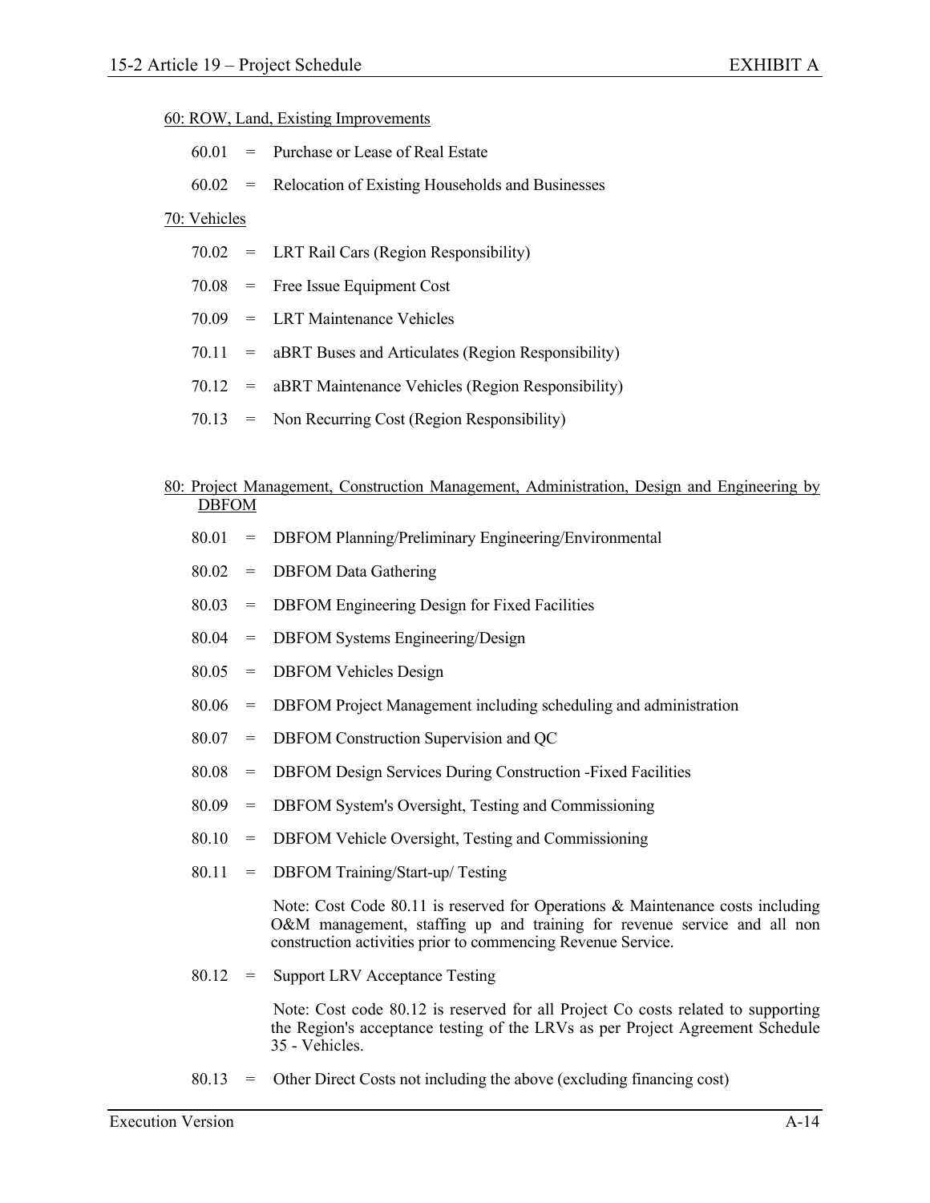60: ROW, Land, Existing Improvements

60.01 = Purchase or Lease of Real Estate

60.02 = Relocation of Existing Households and Businesses

70: Vehicles

70.02 = LRT Rail Cars (Region Responsibility)

70.08 = Free Issue Equipment Cost

70.09 = LRT Maintenance Vehicles

70.11 = aBRT Buses and Articulates (Region Responsibility)

70.12 = aBRT Maintenance Vehicles (Region Responsibility)

70.13 = Non Recurring Cost (Region Responsibility)

80: Project Management, Construction Management, Administration, Design and Engineering by DBFOM

80.01 = DBFOM Planning/Preliminary Engineering/Environmental

80.02 = DBFOM Data Gathering

80.03 = DBFOM Engineering Design for Fixed Facilities

80.04 = DBFOM Systems Engineering/Design

80.05 = DBFOM Vehicles Design

80.06 = DBFOM Project Management including scheduling and administration

80.07 = DBFOM Construction Supervision and QC

80.08 = DBFOM Design Services During Construction -Fixed Facilities

80.09 = DBFOM System's Oversight, Testing and Commissioning

80.10 = DBFOM Vehicle Oversight, Testing and Commissioning

80.11 = DBFOM Training/Start-up/ Testing

Note: Cost Code 80.11 is reserved for Operations & Maintenance costs including O&M management, staffing up and training for revenue service and all non construction activities prior to commencing Revenue Service.

80.12 = Support LRV Acceptance Testing

Note: Cost code 80.12 is reserved for all Project Co costs related to supporting the Region's acceptance testing of the LRVs as per Project Agreement Schedule 35 - Vehicles.

80.13 = Other Direct Costs not including the above (excluding financing cost)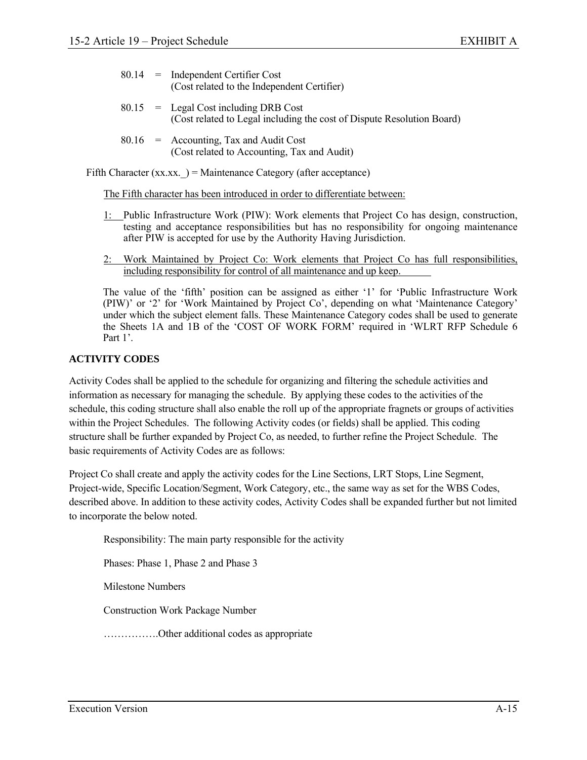80.14 = Independent Certifier Cost
(Cost related to the Independent Certifier)

80.15 = Legal Cost including DRB Cost
(Cost related to Legal including the cost of Dispute Resolution Board)

80.16 = Accounting, Tax and Audit Cost
(Cost related to Accounting, Tax and Audit)

Fifth Character (xx.xx._) = Maintenance Category (after acceptance)

The Fifth character has been introduced in order to differentiate between:

1: Public Infrastructure Work (PIW): Work elements that Project Co has design, construction, testing and acceptance responsibilities but has no responsibility for ongoing maintenance after PIW is accepted for use by the Authority Having Jurisdiction.

2: Work Maintained by Project Co: Work elements that Project Co has full responsibilities, including responsibility for control of all maintenance and up keep.

The value of the 'fifth' position can be assigned as either '1' for 'Public Infrastructure Work (PIW)' or '2' for 'Work Maintained by Project Co', depending on what 'Maintenance Category' under which the subject element falls. These Maintenance Category codes shall be used to generate the Sheets 1A and 1B of the 'COST OF WORK FORM' required in 'WLRT RFP Schedule 6 Part 1'.

**ACTIVITY CODES**

Activity Codes shall be applied to the schedule for organizing and filtering the schedule activities and information as necessary for managing the schedule. By applying these codes to the activities of the schedule, this coding structure shall also enable the roll up of the appropriate fragnets or groups of activities within the Project Schedules. The following Activity codes (or fields) shall be applied. This coding structure shall be further expanded by Project Co, as needed, to further refine the Project Schedule. The basic requirements of Activity Codes are as follows:

Project Co shall create and apply the activity codes for the Line Sections, LRT Stops, Line Segment, Project-wide, Specific Location/Segment, Work Category, etc., the same way as set for the WBS Codes, described above. In addition to these activity codes, Activity Codes shall be expanded further but not limited to incorporate the below noted.

Responsibility: The main party responsible for the activity

Phases: Phase 1, Phase 2 and Phase 3

Milestone Numbers

Construction Work Package Number

…………….Other additional codes as appropriate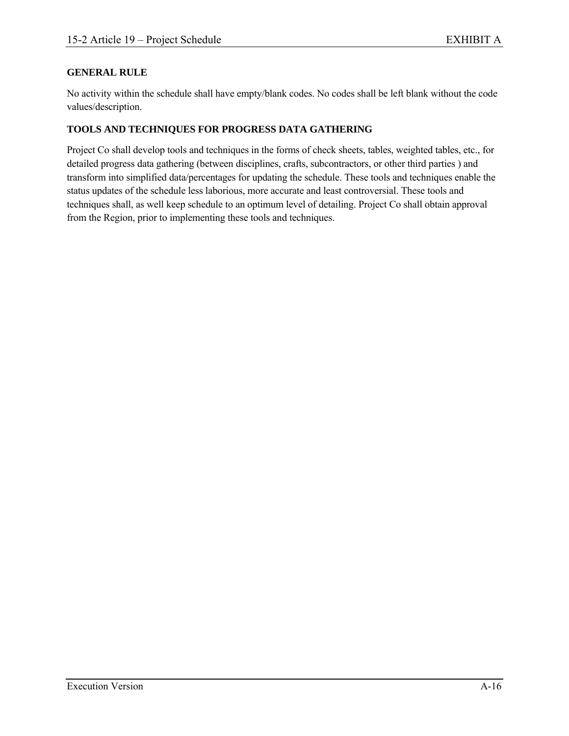### GENERAL RULE

No activity within the schedule shall have empty/blank codes. No codes shall be left blank without the code values/description.

### TOOLS AND TECHNIQUES FOR PROGRESS DATA GATHERING

Project Co shall develop tools and techniques in the forms of check sheets, tables, weighted tables, etc., for detailed progress data gathering (between disciplines, crafts, subcontractors, or other third parties ) and transform into simplified data/percentages for updating the schedule. These tools and techniques enable the status updates of the schedule less laborious, more accurate and least controversial. These tools and techniques shall, as well keep schedule to an optimum level of detailing. Project Co shall obtain approval from the Region, prior to implementing these tools and techniques.